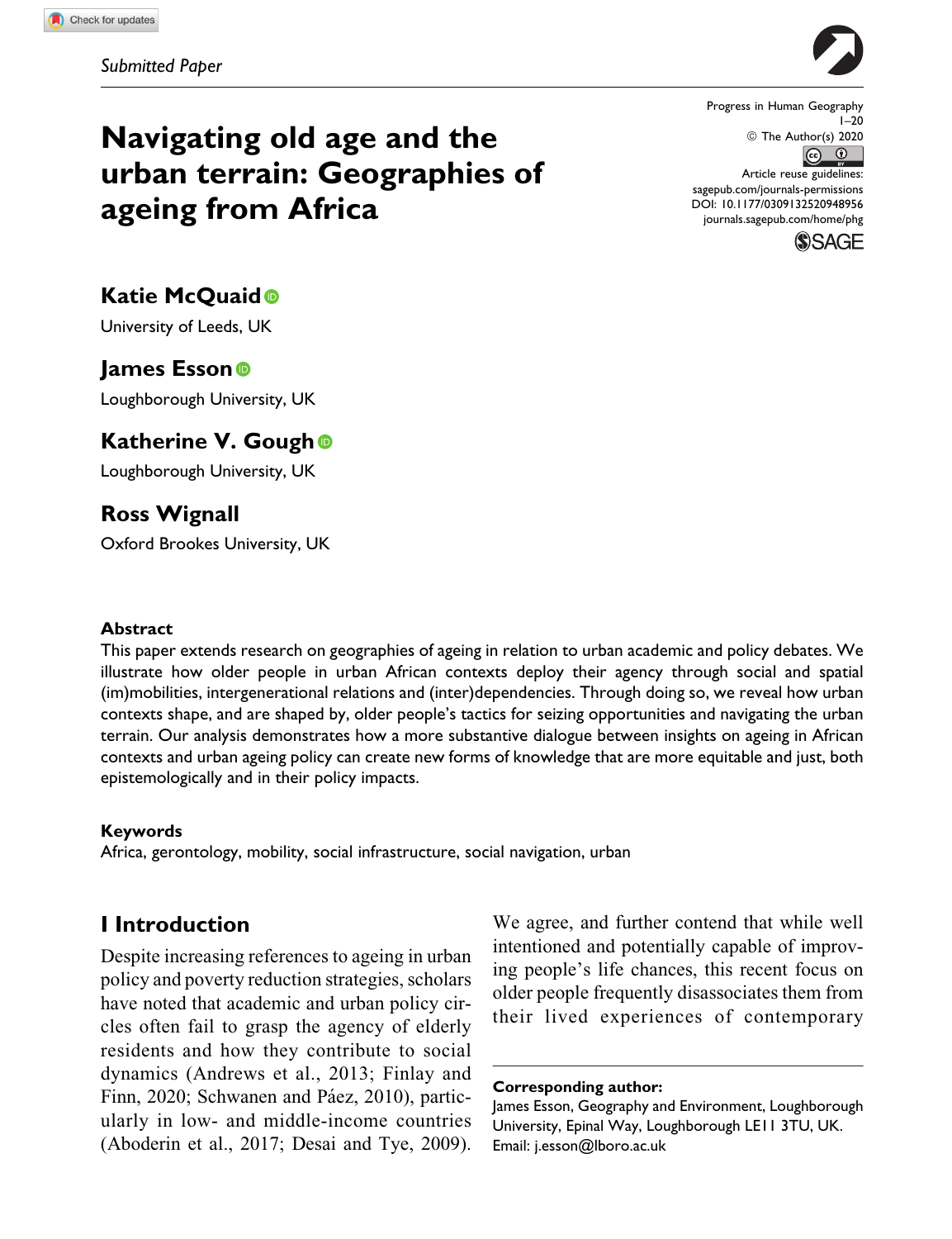*Submitted Paper*

# Navigating old age and the urban terrain: Geographies of ageing from Africa

Progress in Human Geography
© The Author(s) 2020
Article reuse guidelines: sagepub.com/journals-permissions
DOI: 10.1177/0309132520948956
journals.sagepub.com/home/phg

**Katie McQuaid**
University of Leeds, UK

**James Esson**
Loughborough University, UK

**Katherine V. Gough**
Loughborough University, UK

**Ross Wignall**
Oxford Brookes University, UK

## Abstract

This paper extends research on geographies of ageing in relation to urban academic and policy debates. We illustrate how older people in urban African contexts deploy their agency through social and spatial (im)mobilities, intergenerational relations and (inter)dependencies. Through doing so, we reveal how urban contexts shape, and are shaped by, older people's tactics for seizing opportunities and navigating the urban terrain. Our analysis demonstrates how a more substantive dialogue between insights on ageing in African contexts and urban ageing policy can create new forms of knowledge that are more equitable and just, both epistemologically and in their policy impacts.

## Keywords

Africa, gerontology, mobility, social infrastructure, social navigation, urban

## I Introduction

Despite increasing references to ageing in urban policy and poverty reduction strategies, scholars have noted that academic and urban policy circles often fail to grasp the agency of elderly residents and how they contribute to social dynamics (Andrews et al., 2013; Finlay and Finn, 2020; Schwanen and Páez, 2010), particularly in low- and middle-income countries (Aboderin et al., 2017; Desai and Tye, 2009). We agree, and further contend that while well intentioned and potentially capable of improving people's life chances, this recent focus on older people frequently disassociates them from their lived experiences of contemporary

**Corresponding author:**
James Esson, Geography and Environment, Loughborough University, Epinal Way, Loughborough LE11 3TU, UK.
Email: j.esson@lboro.ac.uk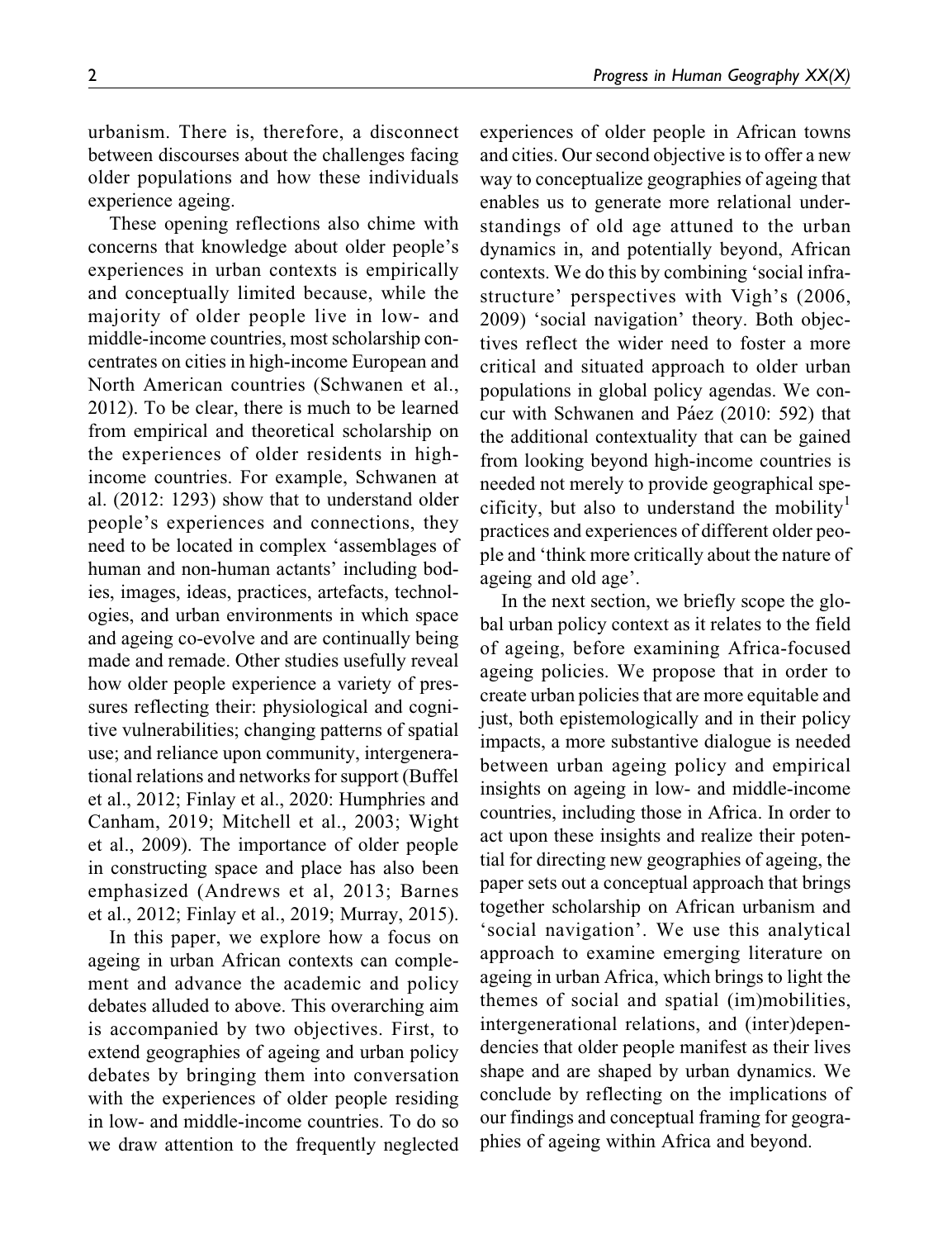urbanism. There is, therefore, a disconnect between discourses about the challenges facing older populations and how these individuals experience ageing.

These opening reflections also chime with concerns that knowledge about older people's experiences in urban contexts is empirically and conceptually limited because, while the majority of older people live in low- and middle-income countries, most scholarship concentrates on cities in high-income European and North American countries (Schwanen et al., 2012). To be clear, there is much to be learned from empirical and theoretical scholarship on the experiences of older residents in high-income countries. For example, Schwanen at al. (2012: 1293) show that to understand older people's experiences and connections, they need to be located in complex 'assemblages of human and non-human actants' including bodies, images, ideas, practices, artefacts, technologies, and urban environments in which space and ageing co-evolve and are continually being made and remade. Other studies usefully reveal how older people experience a variety of pressures reflecting their: physiological and cognitive vulnerabilities; changing patterns of spatial use; and reliance upon community, intergenerational relations and networks for support (Buffel et al., 2012; Finlay et al., 2020: Humphries and Canham, 2019; Mitchell et al., 2003; Wight et al., 2009). The importance of older people in constructing space and place has also been emphasized (Andrews et al, 2013; Barnes et al., 2012; Finlay et al., 2019; Murray, 2015).

In this paper, we explore how a focus on ageing in urban African contexts can complement and advance the academic and policy debates alluded to above. This overarching aim is accompanied by two objectives. First, to extend geographies of ageing and urban policy debates by bringing them into conversation with the experiences of older people residing in low- and middle-income countries. To do so we draw attention to the frequently neglected experiences of older people in African towns and cities. Our second objective is to offer a new way to conceptualize geographies of ageing that enables us to generate more relational understandings of old age attuned to the urban dynamics in, and potentially beyond, African contexts. We do this by combining 'social infrastructure' perspectives with Vigh's (2006, 2009) 'social navigation' theory. Both objectives reflect the wider need to foster a more critical and situated approach to older urban populations in global policy agendas. We concur with Schwanen and Páez (2010: 592) that the additional contextuality that can be gained from looking beyond high-income countries is needed not merely to provide geographical specificity, but also to understand the mobility[1] practices and experiences of different older people and 'think more critically about the nature of ageing and old age'.

In the next section, we briefly scope the global urban policy context as it relates to the field of ageing, before examining Africa-focused ageing policies. We propose that in order to create urban policies that are more equitable and just, both epistemologically and in their policy impacts, a more substantive dialogue is needed between urban ageing policy and empirical insights on ageing in low- and middle-income countries, including those in Africa. In order to act upon these insights and realize their potential for directing new geographies of ageing, the paper sets out a conceptual approach that brings together scholarship on African urbanism and 'social navigation'. We use this analytical approach to examine emerging literature on ageing in urban Africa, which brings to light the themes of social and spatial (im)mobilities, intergenerational relations, and (inter)dependencies that older people manifest as their lives shape and are shaped by urban dynamics. We conclude by reflecting on the implications of our findings and conceptual framing for geographies of ageing within Africa and beyond.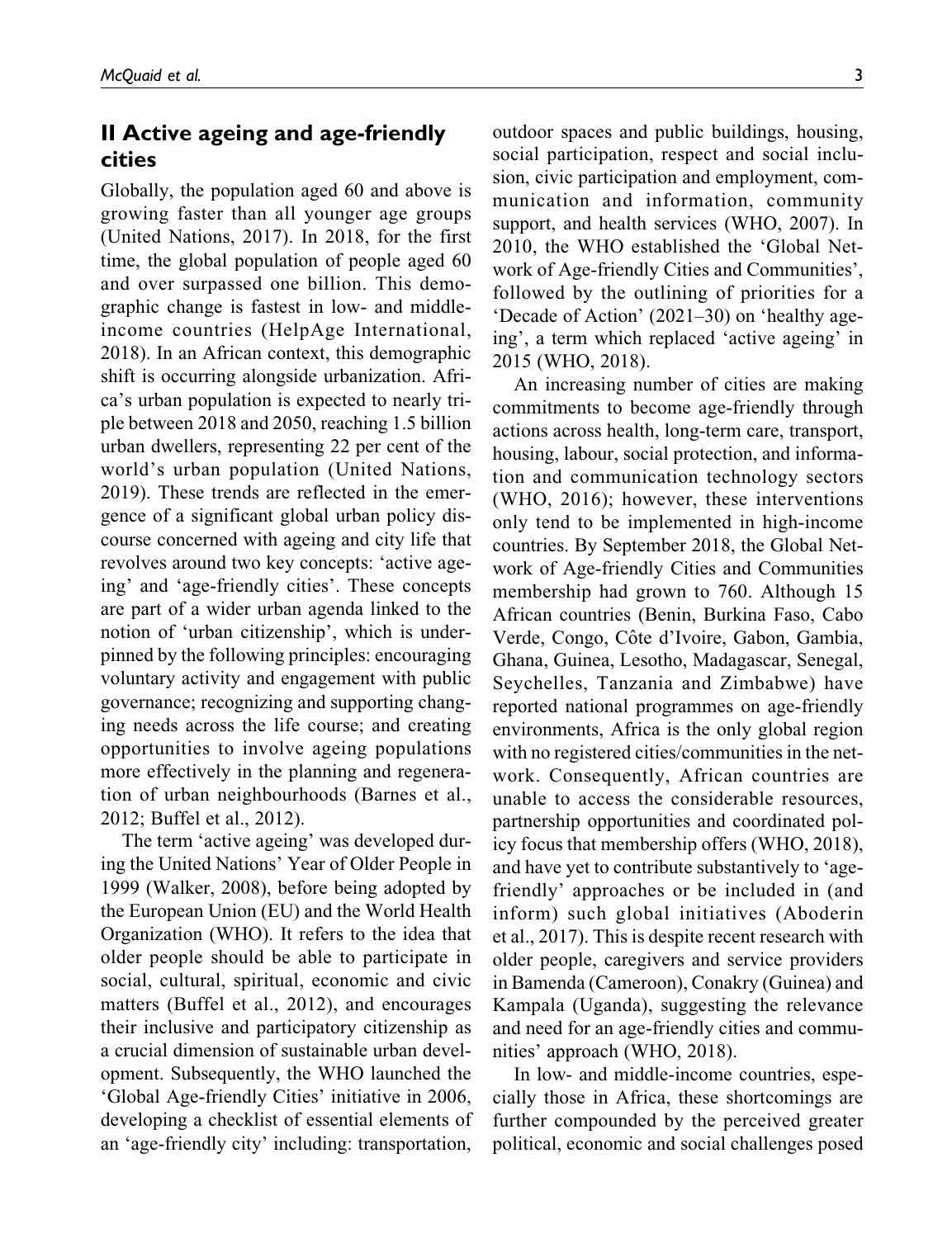## II Active ageing and age-friendly cities

Globally, the population aged 60 and above is growing faster than all younger age groups (United Nations, 2017). In 2018, for the first time, the global population of people aged 60 and over surpassed one billion. This demographic change is fastest in low- and middle-income countries (HelpAge International, 2018). In an African context, this demographic shift is occurring alongside urbanization. Africa's urban population is expected to nearly triple between 2018 and 2050, reaching 1.5 billion urban dwellers, representing 22 per cent of the world's urban population (United Nations, 2019). These trends are reflected in the emergence of a significant global urban policy discourse concerned with ageing and city life that revolves around two key concepts: 'active ageing' and 'age-friendly cities'. These concepts are part of a wider urban agenda linked to the notion of 'urban citizenship', which is underpinned by the following principles: encouraging voluntary activity and engagement with public governance; recognizing and supporting changing needs across the life course; and creating opportunities to involve ageing populations more effectively in the planning and regeneration of urban neighbourhoods (Barnes et al., 2012; Buffel et al., 2012).

The term 'active ageing' was developed during the United Nations' Year of Older People in 1999 (Walker, 2008), before being adopted by the European Union (EU) and the World Health Organization (WHO). It refers to the idea that older people should be able to participate in social, cultural, spiritual, economic and civic matters (Buffel et al., 2012), and encourages their inclusive and participatory citizenship as a crucial dimension of sustainable urban development. Subsequently, the WHO launched the 'Global Age-friendly Cities' initiative in 2006, developing a checklist of essential elements of an 'age-friendly city' including: transportation, outdoor spaces and public buildings, housing, social participation, respect and social inclusion, civic participation and employment, communication and information, community support, and health services (WHO, 2007). In 2010, the WHO established the 'Global Network of Age-friendly Cities and Communities', followed by the outlining of priorities for a 'Decade of Action' (2021–30) on 'healthy ageing', a term which replaced 'active ageing' in 2015 (WHO, 2018).

An increasing number of cities are making commitments to become age-friendly through actions across health, long-term care, transport, housing, labour, social protection, and information and communication technology sectors (WHO, 2016); however, these interventions only tend to be implemented in high-income countries. By September 2018, the Global Network of Age-friendly Cities and Communities membership had grown to 760. Although 15 African countries (Benin, Burkina Faso, Cabo Verde, Congo, Côte d'Ivoire, Gabon, Gambia, Ghana, Guinea, Lesotho, Madagascar, Senegal, Seychelles, Tanzania and Zimbabwe) have reported national programmes on age-friendly environments, Africa is the only global region with no registered cities/communities in the network. Consequently, African countries are unable to access the considerable resources, partnership opportunities and coordinated policy focus that membership offers (WHO, 2018), and have yet to contribute substantively to 'age-friendly' approaches or be included in (and inform) such global initiatives (Aboderin et al., 2017). This is despite recent research with older people, caregivers and service providers in Bamenda (Cameroon), Conakry (Guinea) and Kampala (Uganda), suggesting the relevance and need for an age-friendly cities and communities' approach (WHO, 2018).

In low- and middle-income countries, especially those in Africa, these shortcomings are further compounded by the perceived greater political, economic and social challenges posed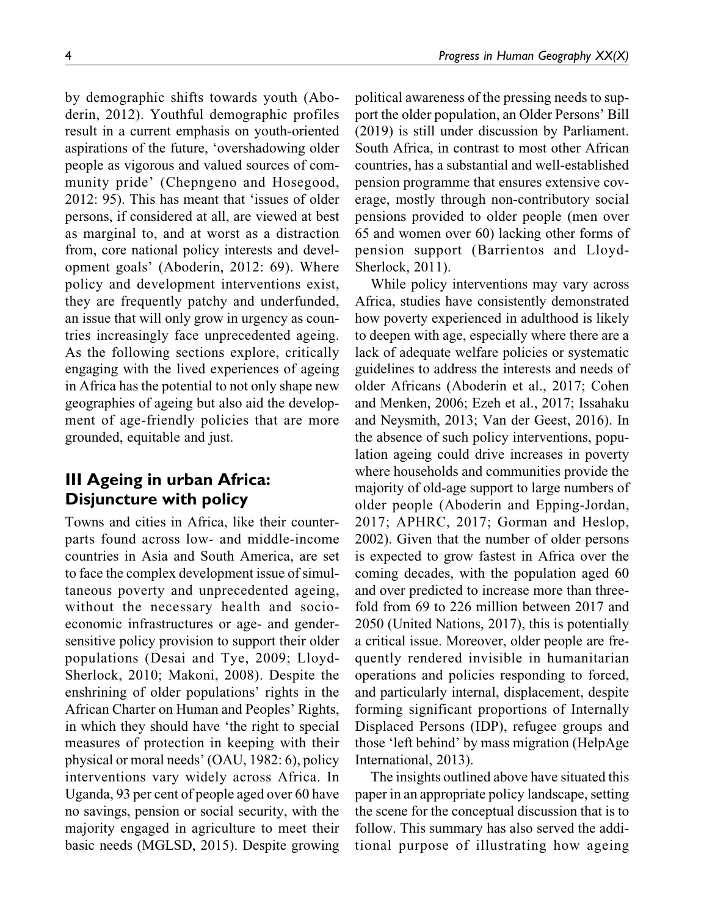by demographic shifts towards youth (Aboderin, 2012). Youthful demographic profiles result in a current emphasis on youth-oriented aspirations of the future, 'overshadowing older people as vigorous and valued sources of community pride' (Chepngeno and Hosegood, 2012: 95). This has meant that 'issues of older persons, if considered at all, are viewed at best as marginal to, and at worst as a distraction from, core national policy interests and development goals' (Aboderin, 2012: 69). Where policy and development interventions exist, they are frequently patchy and underfunded, an issue that will only grow in urgency as countries increasingly face unprecedented ageing. As the following sections explore, critically engaging with the lived experiences of ageing in Africa has the potential to not only shape new geographies of ageing but also aid the development of age-friendly policies that are more grounded, equitable and just.

## III Ageing in urban Africa: Disjuncture with policy

Towns and cities in Africa, like their counterparts found across low- and middle-income countries in Asia and South America, are set to face the complex development issue of simultaneous poverty and unprecedented ageing, without the necessary health and socioeconomic infrastructures or age- and gender-sensitive policy provision to support their older populations (Desai and Tye, 2009; Lloyd-Sherlock, 2010; Makoni, 2008). Despite the enshrining of older populations' rights in the African Charter on Human and Peoples' Rights, in which they should have 'the right to special measures of protection in keeping with their physical or moral needs' (OAU, 1982: 6), policy interventions vary widely across Africa. In Uganda, 93 per cent of people aged over 60 have no savings, pension or social security, with the majority engaged in agriculture to meet their basic needs (MGLSD, 2015). Despite growing political awareness of the pressing needs to support the older population, an Older Persons' Bill (2019) is still under discussion by Parliament. South Africa, in contrast to most other African countries, has a substantial and well-established pension programme that ensures extensive coverage, mostly through non-contributory social pensions provided to older people (men over 65 and women over 60) lacking other forms of pension support (Barrientos and Lloyd-Sherlock, 2011).

While policy interventions may vary across Africa, studies have consistently demonstrated how poverty experienced in adulthood is likely to deepen with age, especially where there are a lack of adequate welfare policies or systematic guidelines to address the interests and needs of older Africans (Aboderin et al., 2017; Cohen and Menken, 2006; Ezeh et al., 2017; Issahaku and Neysmith, 2013; Van der Geest, 2016). In the absence of such policy interventions, population ageing could drive increases in poverty where households and communities provide the majority of old-age support to large numbers of older people (Aboderin and Epping-Jordan, 2017; APHRC, 2017; Gorman and Heslop, 2002). Given that the number of older persons is expected to grow fastest in Africa over the coming decades, with the population aged 60 and over predicted to increase more than three-fold from 69 to 226 million between 2017 and 2050 (United Nations, 2017), this is potentially a critical issue. Moreover, older people are frequently rendered invisible in humanitarian operations and policies responding to forced, and particularly internal, displacement, despite forming significant proportions of Internally Displaced Persons (IDP), refugee groups and those 'left behind' by mass migration (HelpAge International, 2013).

The insights outlined above have situated this paper in an appropriate policy landscape, setting the scene for the conceptual discussion that is to follow. This summary has also served the additional purpose of illustrating how ageing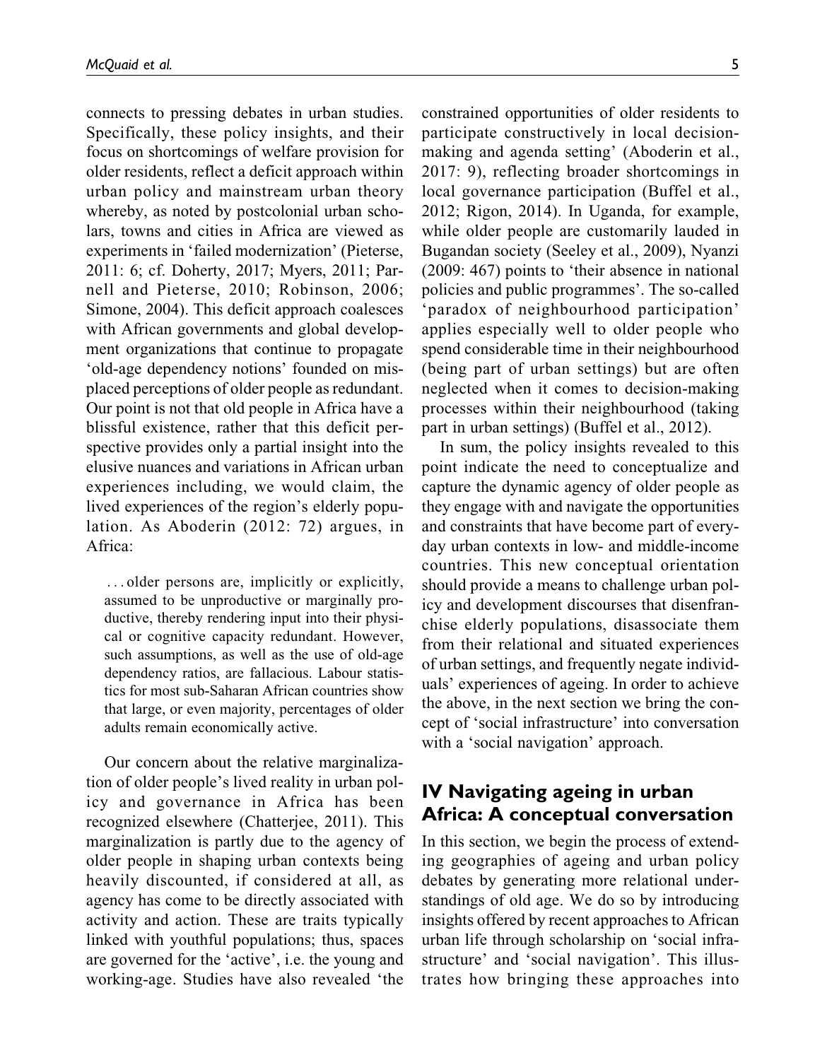connects to pressing debates in urban studies. Specifically, these policy insights, and their focus on shortcomings of welfare provision for older residents, reflect a deficit approach within urban policy and mainstream urban theory whereby, as noted by postcolonial urban scholars, towns and cities in Africa are viewed as experiments in 'failed modernization' (Pieterse, 2011: 6; cf. Doherty, 2017; Myers, 2011; Parnell and Pieterse, 2010; Robinson, 2006; Simone, 2004). This deficit approach coalesces with African governments and global development organizations that continue to propagate 'old-age dependency notions' founded on misplaced perceptions of older people as redundant. Our point is not that old people in Africa have a blissful existence, rather that this deficit perspective provides only a partial insight into the elusive nuances and variations in African urban experiences including, we would claim, the lived experiences of the region's elderly population. As Aboderin (2012: 72) argues, in Africa:

> . . . older persons are, implicitly or explicitly, assumed to be unproductive or marginally productive, thereby rendering input into their physical or cognitive capacity redundant. However, such assumptions, as well as the use of old-age dependency ratios, are fallacious. Labour statistics for most sub-Saharan African countries show that large, or even majority, percentages of older adults remain economically active.

Our concern about the relative marginalization of older people's lived reality in urban policy and governance in Africa has been recognized elsewhere (Chatterjee, 2011). This marginalization is partly due to the agency of older people in shaping urban contexts being heavily discounted, if considered at all, as agency has come to be directly associated with activity and action. These are traits typically linked with youthful populations; thus, spaces are governed for the 'active', i.e. the young and working-age. Studies have also revealed 'the constrained opportunities of older residents to participate constructively in local decision-making and agenda setting' (Aboderin et al., 2017: 9), reflecting broader shortcomings in local governance participation (Buffel et al., 2012; Rigon, 2014). In Uganda, for example, while older people are customarily lauded in Bugandan society (Seeley et al., 2009), Nyanzi (2009: 467) points to 'their absence in national policies and public programmes'. The so-called 'paradox of neighbourhood participation' applies especially well to older people who spend considerable time in their neighbourhood (being part of urban settings) but are often neglected when it comes to decision-making processes within their neighbourhood (taking part in urban settings) (Buffel et al., 2012).

In sum, the policy insights revealed to this point indicate the need to conceptualize and capture the dynamic agency of older people as they engage with and navigate the opportunities and constraints that have become part of everyday urban contexts in low- and middle-income countries. This new conceptual orientation should provide a means to challenge urban policy and development discourses that disenfranchise elderly populations, disassociate them from their relational and situated experiences of urban settings, and frequently negate individuals' experiences of ageing. In order to achieve the above, in the next section we bring the concept of 'social infrastructure' into conversation with a 'social navigation' approach.

## IV Navigating ageing in urban Africa: A conceptual conversation

In this section, we begin the process of extending geographies of ageing and urban policy debates by generating more relational understandings of old age. We do so by introducing insights offered by recent approaches to African urban life through scholarship on 'social infrastructure' and 'social navigation'. This illustrates how bringing these approaches into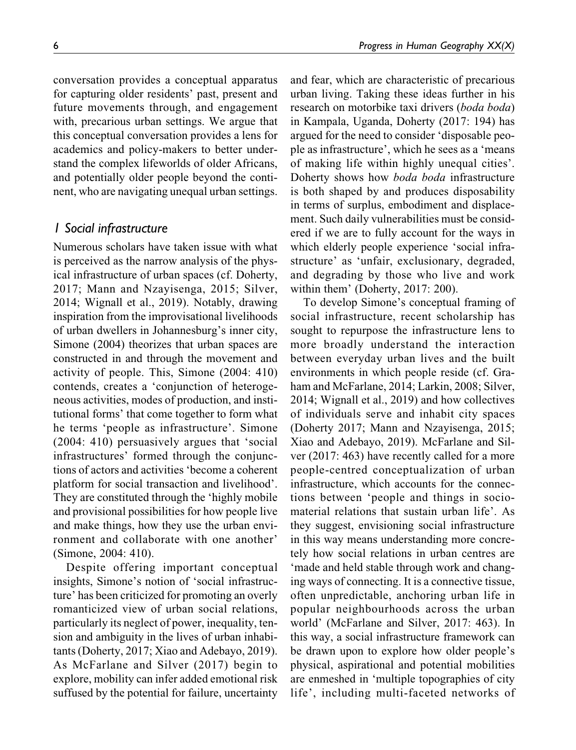conversation provides a conceptual apparatus for capturing older residents' past, present and future movements through, and engagement with, precarious urban settings. We argue that this conceptual conversation provides a lens for academics and policy-makers to better understand the complex lifeworlds of older Africans, and potentially older people beyond the continent, who are navigating unequal urban settings.

## 1 Social infrastructure

Numerous scholars have taken issue with what is perceived as the narrow analysis of the physical infrastructure of urban spaces (cf. Doherty, 2017; Mann and Nzayisenga, 2015; Silver, 2014; Wignall et al., 2019). Notably, drawing inspiration from the improvisational livelihoods of urban dwellers in Johannesburg's inner city, Simone (2004) theorizes that urban spaces are constructed in and through the movement and activity of people. This, Simone (2004: 410) contends, creates a 'conjunction of heterogeneous activities, modes of production, and institutional forms' that come together to form what he terms 'people as infrastructure'. Simone (2004: 410) persuasively argues that 'social infrastructures' formed through the conjunctions of actors and activities 'become a coherent platform for social transaction and livelihood'. They are constituted through the 'highly mobile and provisional possibilities for how people live and make things, how they use the urban environment and collaborate with one another' (Simone, 2004: 410).

Despite offering important conceptual insights, Simone's notion of 'social infrastructure' has been criticized for promoting an overly romanticized view of urban social relations, particularly its neglect of power, inequality, tension and ambiguity in the lives of urban inhabitants (Doherty, 2017; Xiao and Adebayo, 2019). As McFarlane and Silver (2017) begin to explore, mobility can infer added emotional risk suffused by the potential for failure, uncertainty and fear, which are characteristic of precarious urban living. Taking these ideas further in his research on motorbike taxi drivers (*boda boda*) in Kampala, Uganda, Doherty (2017: 194) has argued for the need to consider 'disposable people as infrastructure', which he sees as a 'means of making life within highly unequal cities'. Doherty shows how *boda boda* infrastructure is both shaped by and produces disposability in terms of surplus, embodiment and displacement. Such daily vulnerabilities must be considered if we are to fully account for the ways in which elderly people experience 'social infrastructure' as 'unfair, exclusionary, degraded, and degrading by those who live and work within them' (Doherty, 2017: 200).

To develop Simone's conceptual framing of social infrastructure, recent scholarship has sought to repurpose the infrastructure lens to more broadly understand the interaction between everyday urban lives and the built environments in which people reside (cf. Graham and McFarlane, 2014; Larkin, 2008; Silver, 2014; Wignall et al., 2019) and how collectives of individuals serve and inhabit city spaces (Doherty 2017; Mann and Nzayisenga, 2015; Xiao and Adebayo, 2019). McFarlane and Silver (2017: 463) have recently called for a more people-centred conceptualization of urban infrastructure, which accounts for the connections between 'people and things in socio-material relations that sustain urban life'. As they suggest, envisioning social infrastructure in this way means understanding more concretely how social relations in urban centres are 'made and held stable through work and changing ways of connecting. It is a connective tissue, often unpredictable, anchoring urban life in popular neighbourhoods across the urban world' (McFarlane and Silver, 2017: 463). In this way, a social infrastructure framework can be drawn upon to explore how older people's physical, aspirational and potential mobilities are enmeshed in 'multiple topographies of city life', including multi-faceted networks of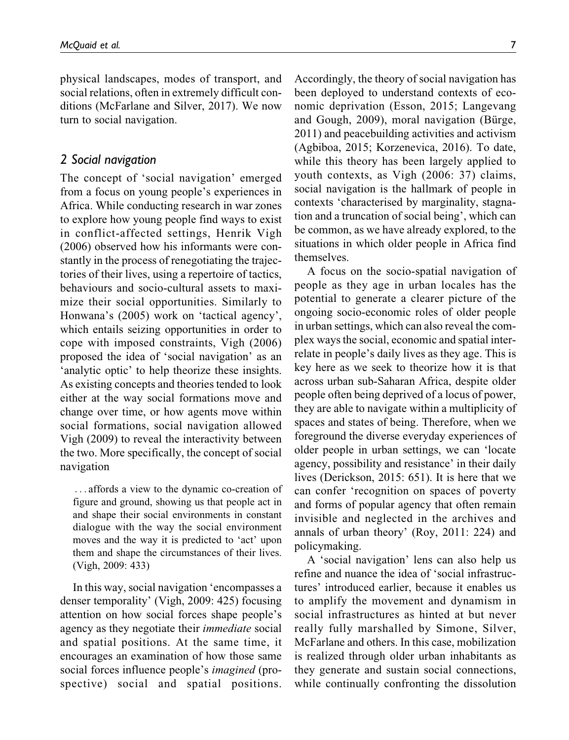physical landscapes, modes of transport, and social relations, often in extremely difficult conditions (McFarlane and Silver, 2017). We now turn to social navigation.

## 2 Social navigation

The concept of 'social navigation' emerged from a focus on young people's experiences in Africa. While conducting research in war zones to explore how young people find ways to exist in conflict-affected settings, Henrik Vigh (2006) observed how his informants were constantly in the process of renegotiating the trajectories of their lives, using a repertoire of tactics, behaviours and socio-cultural assets to maximize their social opportunities. Similarly to Honwana's (2005) work on 'tactical agency', which entails seizing opportunities in order to cope with imposed constraints, Vigh (2006) proposed the idea of 'social navigation' as an 'analytic optic' to help theorize these insights. As existing concepts and theories tended to look either at the way social formations move and change over time, or how agents move within social formations, social navigation allowed Vigh (2009) to reveal the interactivity between the two. More specifically, the concept of social navigation

> ... affords a view to the dynamic co-creation of figure and ground, showing us that people act in and shape their social environments in constant dialogue with the way the social environment moves and the way it is predicted to 'act' upon them and shape the circumstances of their lives. (Vigh, 2009: 433)

In this way, social navigation 'encompasses a denser temporality' (Vigh, 2009: 425) focusing attention on how social forces shape people's agency as they negotiate their *immediate* social and spatial positions. At the same time, it encourages an examination of how those same social forces influence people's *imagined* (prospective) social and spatial positions. Accordingly, the theory of social navigation has been deployed to understand contexts of economic deprivation (Esson, 2015; Langevang and Gough, 2009), moral navigation (Bürge, 2011) and peacebuilding activities and activism (Agbiboa, 2015; Korzenevica, 2016). To date, while this theory has been largely applied to youth contexts, as Vigh (2006: 37) claims, social navigation is the hallmark of people in contexts 'characterised by marginality, stagnation and a truncation of social being', which can be common, as we have already explored, to the situations in which older people in Africa find themselves.

A focus on the socio-spatial navigation of people as they age in urban locales has the potential to generate a clearer picture of the ongoing socio-economic roles of older people in urban settings, which can also reveal the complex ways the social, economic and spatial interrelate in people's daily lives as they age. This is key here as we seek to theorize how it is that across urban sub-Saharan Africa, despite older people often being deprived of a locus of power, they are able to navigate within a multiplicity of spaces and states of being. Therefore, when we foreground the diverse everyday experiences of older people in urban settings, we can 'locate agency, possibility and resistance' in their daily lives (Derickson, 2015: 651). It is here that we can confer 'recognition on spaces of poverty and forms of popular agency that often remain invisible and neglected in the archives and annals of urban theory' (Roy, 2011: 224) and policymaking.

A 'social navigation' lens can also help us refine and nuance the idea of 'social infrastructures' introduced earlier, because it enables us to amplify the movement and dynamism in social infrastructures as hinted at but never really fully marshalled by Simone, Silver, McFarlane and others. In this case, mobilization is realized through older urban inhabitants as they generate and sustain social connections, while continually confronting the dissolution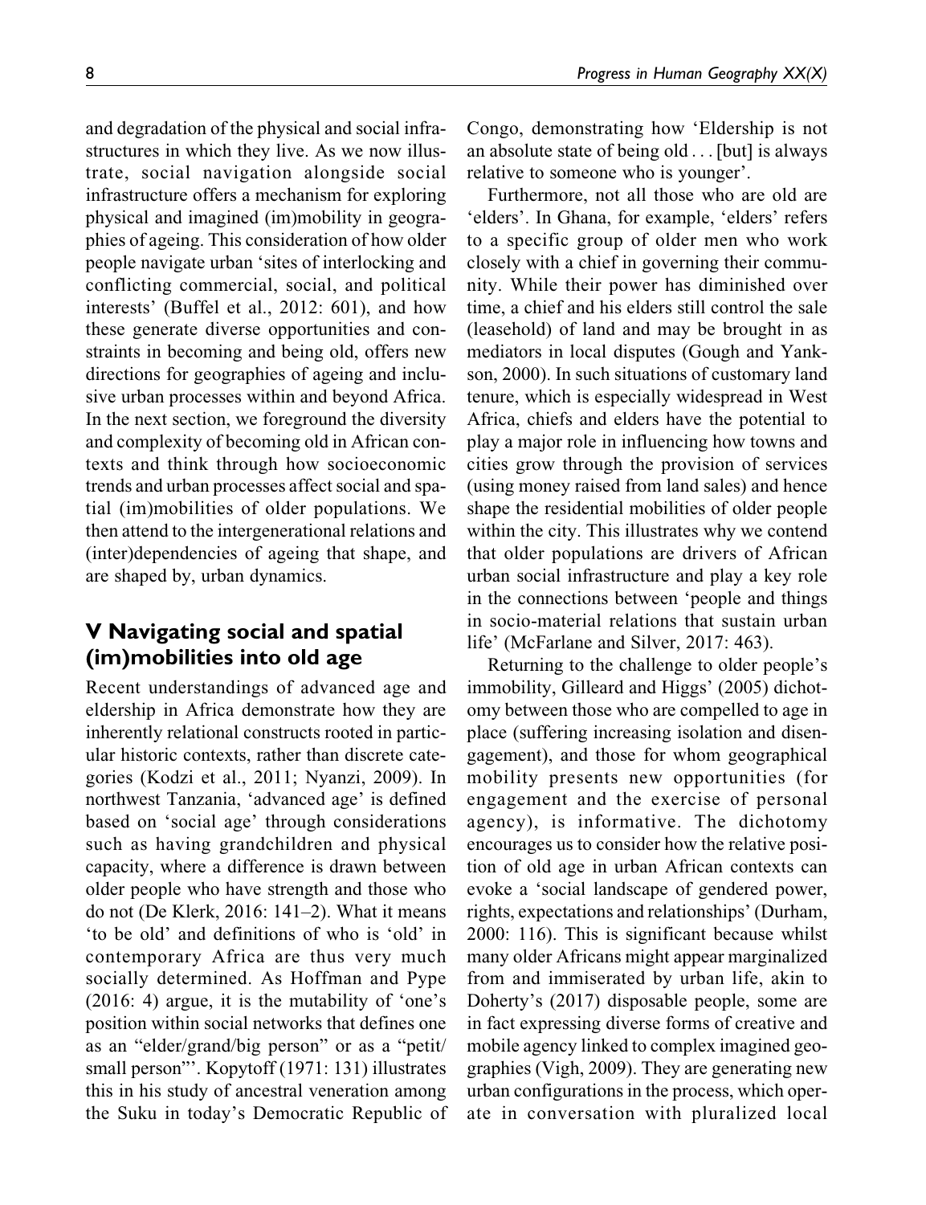and degradation of the physical and social infrastructures in which they live. As we now illustrate, social navigation alongside social infrastructure offers a mechanism for exploring physical and imagined (im)mobility in geographies of ageing. This consideration of how older people navigate urban 'sites of interlocking and conflicting commercial, social, and political interests' (Buffel et al., 2012: 601), and how these generate diverse opportunities and constraints in becoming and being old, offers new directions for geographies of ageing and inclusive urban processes within and beyond Africa. In the next section, we foreground the diversity and complexity of becoming old in African contexts and think through how socioeconomic trends and urban processes affect social and spatial (im)mobilities of older populations. We then attend to the intergenerational relations and (inter)dependencies of ageing that shape, and are shaped by, urban dynamics.

## V Navigating social and spatial (im)mobilities into old age

Recent understandings of advanced age and eldership in Africa demonstrate how they are inherently relational constructs rooted in particular historic contexts, rather than discrete categories (Kodzi et al., 2011; Nyanzi, 2009). In northwest Tanzania, 'advanced age' is defined based on 'social age' through considerations such as having grandchildren and physical capacity, where a difference is drawn between older people who have strength and those who do not (De Klerk, 2016: 141–2). What it means 'to be old' and definitions of who is 'old' in contemporary Africa are thus very much socially determined. As Hoffman and Pype (2016: 4) argue, it is the mutability of 'one's position within social networks that defines one as an "elder/grand/big person" or as a "petit/small person"'. Kopytoff (1971: 131) illustrates this in his study of ancestral veneration among the Suku in today's Democratic Republic of Congo, demonstrating how 'Eldership is not an absolute state of being old . . . [but] is always relative to someone who is younger'.

Furthermore, not all those who are old are 'elders'. In Ghana, for example, 'elders' refers to a specific group of older men who work closely with a chief in governing their community. While their power has diminished over time, a chief and his elders still control the sale (leasehold) of land and may be brought in as mediators in local disputes (Gough and Yankson, 2000). In such situations of customary land tenure, which is especially widespread in West Africa, chiefs and elders have the potential to play a major role in influencing how towns and cities grow through the provision of services (using money raised from land sales) and hence shape the residential mobilities of older people within the city. This illustrates why we contend that older populations are drivers of African urban social infrastructure and play a key role in the connections between 'people and things in socio-material relations that sustain urban life' (McFarlane and Silver, 2017: 463).

Returning to the challenge to older people's immobility, Gilleard and Higgs' (2005) dichotomy between those who are compelled to age in place (suffering increasing isolation and disengagement), and those for whom geographical mobility presents new opportunities (for engagement and the exercise of personal agency), is informative. The dichotomy encourages us to consider how the relative position of old age in urban African contexts can evoke a 'social landscape of gendered power, rights, expectations and relationships' (Durham, 2000: 116). This is significant because whilst many older Africans might appear marginalized from and immiserated by urban life, akin to Doherty's (2017) disposable people, some are in fact expressing diverse forms of creative and mobile agency linked to complex imagined geographies (Vigh, 2009). They are generating new urban configurations in the process, which operate in conversation with pluralized local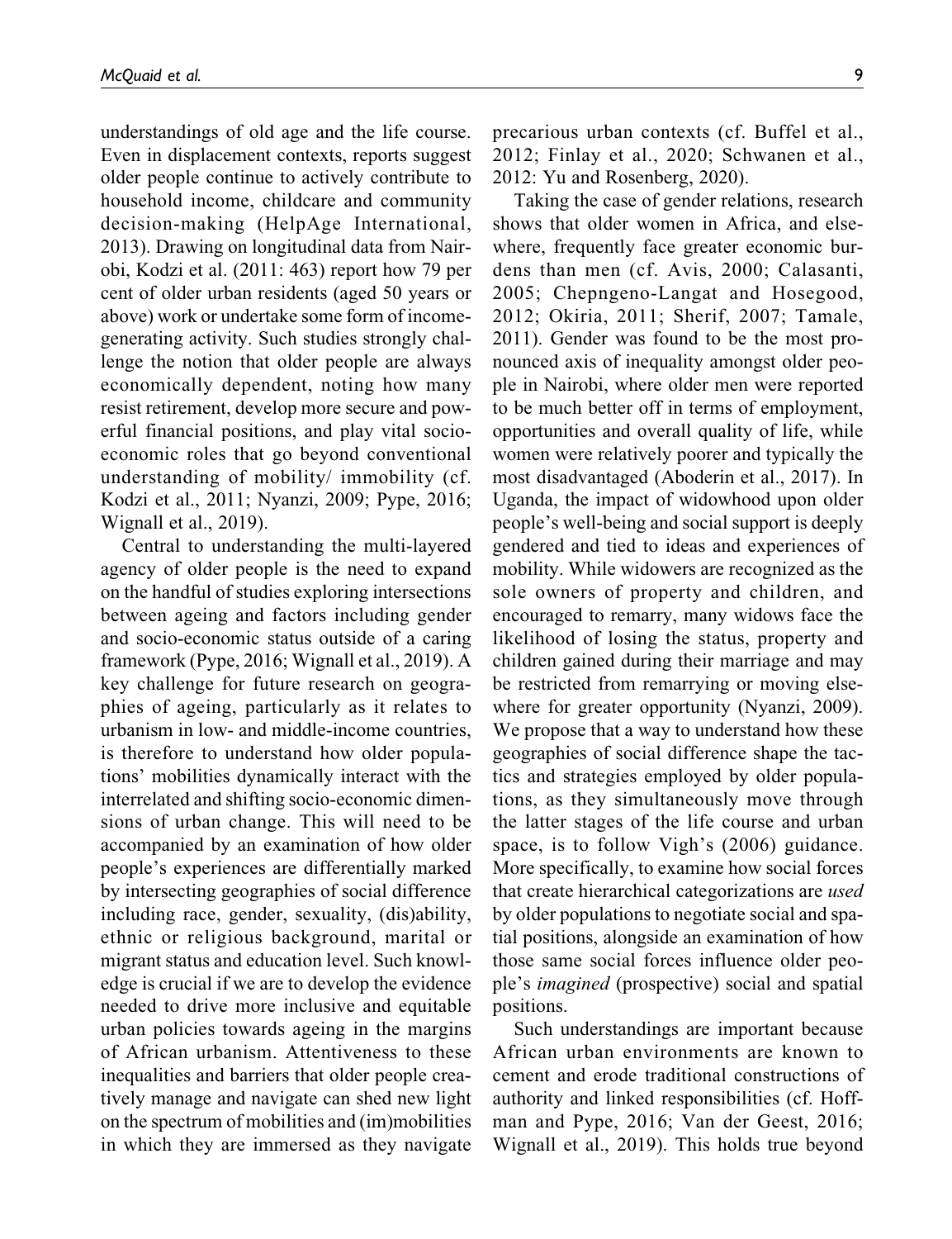understandings of old age and the life course. Even in displacement contexts, reports suggest older people continue to actively contribute to household income, childcare and community decision-making (HelpAge International, 2013). Drawing on longitudinal data from Nairobi, Kodzi et al. (2011: 463) report how 79 per cent of older urban residents (aged 50 years or above) work or undertake some form of income-generating activity. Such studies strongly challenge the notion that older people are always economically dependent, noting how many resist retirement, develop more secure and powerful financial positions, and play vital socio-economic roles that go beyond conventional understanding of mobility/ immobility (cf. Kodzi et al., 2011; Nyanzi, 2009; Pype, 2016; Wignall et al., 2019).

Central to understanding the multi-layered agency of older people is the need to expand on the handful of studies exploring intersections between ageing and factors including gender and socio-economic status outside of a caring framework (Pype, 2016; Wignall et al., 2019). A key challenge for future research on geographies of ageing, particularly as it relates to urbanism in low- and middle-income countries, is therefore to understand how older populations' mobilities dynamically interact with the interrelated and shifting socio-economic dimensions of urban change. This will need to be accompanied by an examination of how older people's experiences are differentially marked by intersecting geographies of social difference including race, gender, sexuality, (dis)ability, ethnic or religious background, marital or migrant status and education level. Such knowledge is crucial if we are to develop the evidence needed to drive more inclusive and equitable urban policies towards ageing in the margins of African urbanism. Attentiveness to these inequalities and barriers that older people creatively manage and navigate can shed new light on the spectrum of mobilities and (im)mobilities in which they are immersed as they navigate precarious urban contexts (cf. Buffel et al., 2012; Finlay et al., 2020; Schwanen et al., 2012: Yu and Rosenberg, 2020).

Taking the case of gender relations, research shows that older women in Africa, and elsewhere, frequently face greater economic burdens than men (cf. Avis, 2000; Calasanti, 2005; Chepngeno-Langat and Hosegood, 2012; Okiria, 2011; Sherif, 2007; Tamale, 2011). Gender was found to be the most pronounced axis of inequality amongst older people in Nairobi, where older men were reported to be much better off in terms of employment, opportunities and overall quality of life, while women were relatively poorer and typically the most disadvantaged (Aboderin et al., 2017). In Uganda, the impact of widowhood upon older people's well-being and social support is deeply gendered and tied to ideas and experiences of mobility. While widowers are recognized as the sole owners of property and children, and encouraged to remarry, many widows face the likelihood of losing the status, property and children gained during their marriage and may be restricted from remarrying or moving elsewhere for greater opportunity (Nyanzi, 2009). We propose that a way to understand how these geographies of social difference shape the tactics and strategies employed by older populations, as they simultaneously move through the latter stages of the life course and urban space, is to follow Vigh's (2006) guidance. More specifically, to examine how social forces that create hierarchical categorizations are *used* by older populations to negotiate social and spatial positions, alongside an examination of how those same social forces influence older people's *imagined* (prospective) social and spatial positions.

Such understandings are important because African urban environments are known to cement and erode traditional constructions of authority and linked responsibilities (cf. Hoffman and Pype, 2016; Van der Geest, 2016; Wignall et al., 2019). This holds true beyond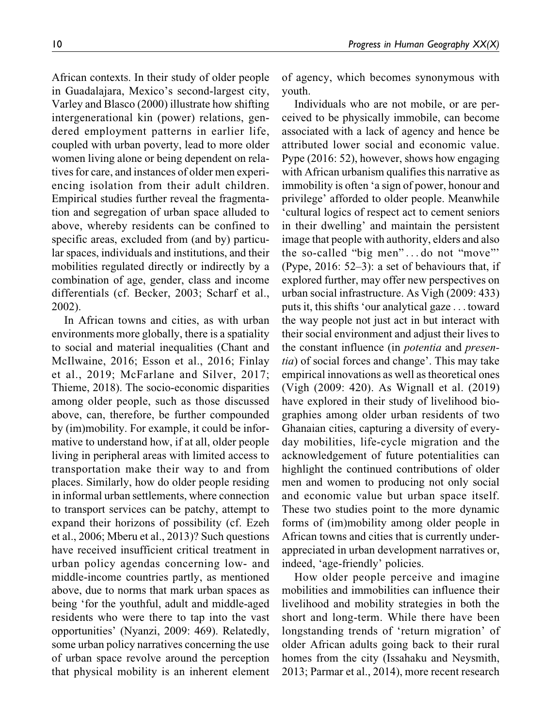African contexts. In their study of older people in Guadalajara, Mexico's second-largest city, Varley and Blasco (2000) illustrate how shifting intergenerational kin (power) relations, gendered employment patterns in earlier life, coupled with urban poverty, lead to more older women living alone or being dependent on relatives for care, and instances of older men experiencing isolation from their adult children. Empirical studies further reveal the fragmentation and segregation of urban space alluded to above, whereby residents can be confined to specific areas, excluded from (and by) particular spaces, individuals and institutions, and their mobilities regulated directly or indirectly by a combination of age, gender, class and income differentials (cf. Becker, 2003; Scharf et al., 2002).

In African towns and cities, as with urban environments more globally, there is a spatiality to social and material inequalities (Chant and McIlwaine, 2016; Esson et al., 2016; Finlay et al., 2019; McFarlane and Silver, 2017; Thieme, 2018). The socio-economic disparities among older people, such as those discussed above, can, therefore, be further compounded by (im)mobility. For example, it could be informative to understand how, if at all, older people living in peripheral areas with limited access to transportation make their way to and from places. Similarly, how do older people residing in informal urban settlements, where connection to transport services can be patchy, attempt to expand their horizons of possibility (cf. Ezeh et al., 2006; Mberu et al., 2013)? Such questions have received insufficient critical treatment in urban policy agendas concerning low- and middle-income countries partly, as mentioned above, due to norms that mark urban spaces as being 'for the youthful, adult and middle-aged residents who were there to tap into the vast opportunities' (Nyanzi, 2009: 469). Relatedly, some urban policy narratives concerning the use of urban space revolve around the perception that physical mobility is an inherent element of agency, which becomes synonymous with youth.

Individuals who are not mobile, or are perceived to be physically immobile, can become associated with a lack of agency and hence be attributed lower social and economic value. Pype (2016: 52), however, shows how engaging with African urbanism qualifies this narrative as immobility is often 'a sign of power, honour and privilege' afforded to older people. Meanwhile 'cultural logics of respect act to cement seniors in their dwelling' and maintain the persistent image that people with authority, elders and also the so-called "big men" . . . do not "move"' (Pype, 2016: 52–3): a set of behaviours that, if explored further, may offer new perspectives on urban social infrastructure. As Vigh (2009: 433) puts it, this shifts 'our analytical gaze . . . toward the way people not just act in but interact with their social environment and adjust their lives to the constant influence (in *potentia* and *presentia*) of social forces and change'. This may take empirical innovations as well as theoretical ones (Vigh (2009: 420). As Wignall et al. (2019) have explored in their study of livelihood biographies among older urban residents of two Ghanaian cities, capturing a diversity of everyday mobilities, life-cycle migration and the acknowledgement of future potentialities can highlight the continued contributions of older men and women to producing not only social and economic value but urban space itself. These two studies point to the more dynamic forms of (im)mobility among older people in African towns and cities that is currently underappreciated in urban development narratives or, indeed, 'age-friendly' policies.

How older people perceive and imagine mobilities and immobilities can influence their livelihood and mobility strategies in both the short and long-term. While there have been longstanding trends of 'return migration' of older African adults going back to their rural homes from the city (Issahaku and Neysmith, 2013; Parmar et al., 2014), more recent research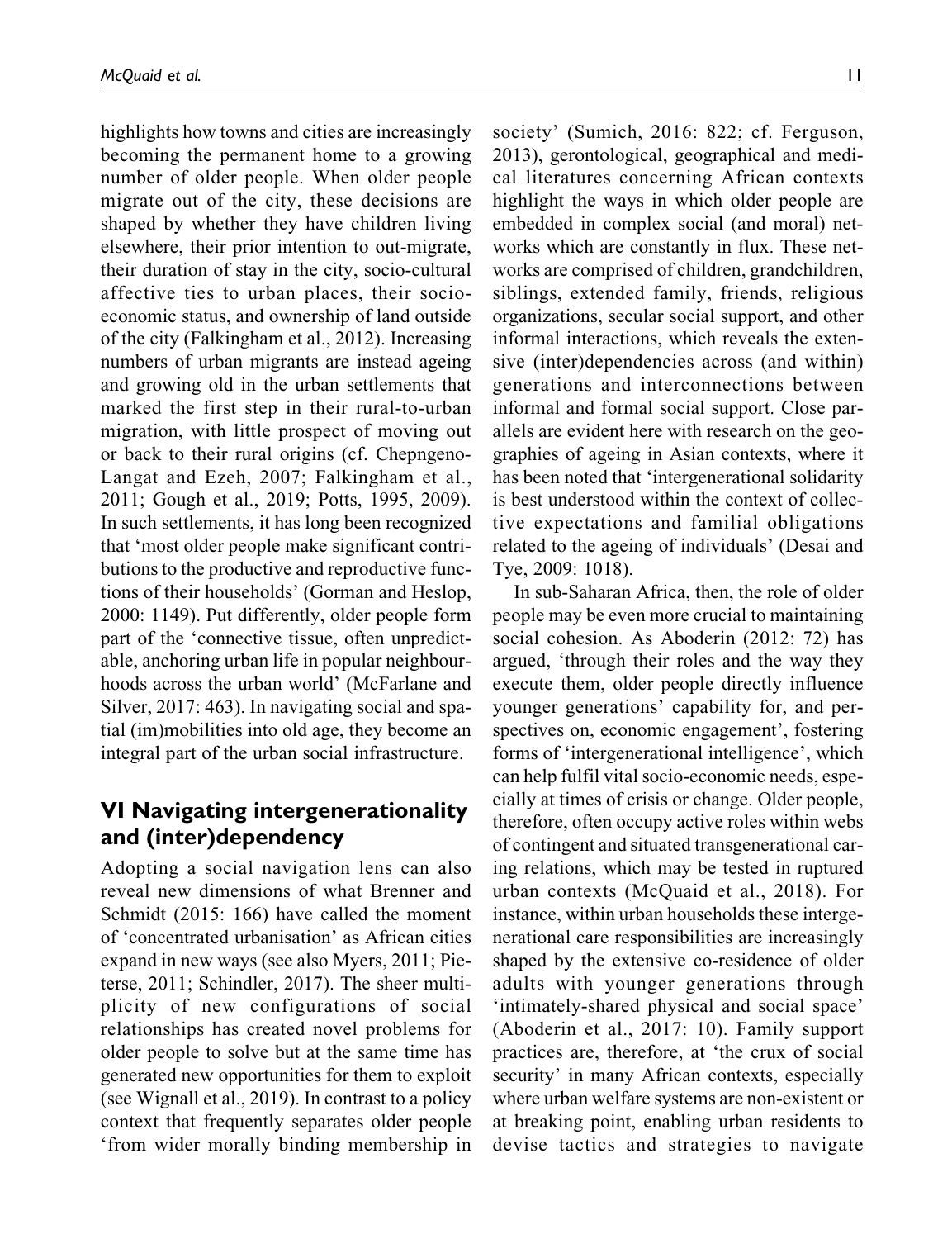highlights how towns and cities are increasingly becoming the permanent home to a growing number of older people. When older people migrate out of the city, these decisions are shaped by whether they have children living elsewhere, their prior intention to out-migrate, their duration of stay in the city, socio-cultural affective ties to urban places, their socio-economic status, and ownership of land outside of the city (Falkingham et al., 2012). Increasing numbers of urban migrants are instead ageing and growing old in the urban settlements that marked the first step in their rural-to-urban migration, with little prospect of moving out or back to their rural origins (cf. Chepngeno-Langat and Ezeh, 2007; Falkingham et al., 2011; Gough et al., 2019; Potts, 1995, 2009). In such settlements, it has long been recognized that 'most older people make significant contributions to the productive and reproductive functions of their households' (Gorman and Heslop, 2000: 1149). Put differently, older people form part of the 'connective tissue, often unpredictable, anchoring urban life in popular neighbourhoods across the urban world' (McFarlane and Silver, 2017: 463). In navigating social and spatial (im)mobilities into old age, they become an integral part of the urban social infrastructure.

## VI Navigating intergenerationality and (inter)dependency

Adopting a social navigation lens can also reveal new dimensions of what Brenner and Schmidt (2015: 166) have called the moment of 'concentrated urbanisation' as African cities expand in new ways (see also Myers, 2011; Pieterse, 2011; Schindler, 2017). The sheer multiplicity of new configurations of social relationships has created novel problems for older people to solve but at the same time has generated new opportunities for them to exploit (see Wignall et al., 2019). In contrast to a policy context that frequently separates older people 'from wider morally binding membership in society' (Sumich, 2016: 822; cf. Ferguson, 2013), gerontological, geographical and medical literatures concerning African contexts highlight the ways in which older people are embedded in complex social (and moral) networks which are constantly in flux. These networks are comprised of children, grandchildren, siblings, extended family, friends, religious organizations, secular social support, and other informal interactions, which reveals the extensive (inter)dependencies across (and within) generations and interconnections between informal and formal social support. Close parallels are evident here with research on the geographies of ageing in Asian contexts, where it has been noted that 'intergenerational solidarity is best understood within the context of collective expectations and familial obligations related to the ageing of individuals' (Desai and Tye, 2009: 1018).

In sub-Saharan Africa, then, the role of older people may be even more crucial to maintaining social cohesion. As Aboderin (2012: 72) has argued, 'through their roles and the way they execute them, older people directly influence younger generations' capability for, and perspectives on, economic engagement', fostering forms of 'intergenerational intelligence', which can help fulfil vital socio-economic needs, especially at times of crisis or change. Older people, therefore, often occupy active roles within webs of contingent and situated transgenerational caring relations, which may be tested in ruptured urban contexts (McQuaid et al., 2018). For instance, within urban households these intergenerational care responsibilities are increasingly shaped by the extensive co-residence of older adults with younger generations through 'intimately-shared physical and social space' (Aboderin et al., 2017: 10). Family support practices are, therefore, at 'the crux of social security' in many African contexts, especially where urban welfare systems are non-existent or at breaking point, enabling urban residents to devise tactics and strategies to navigate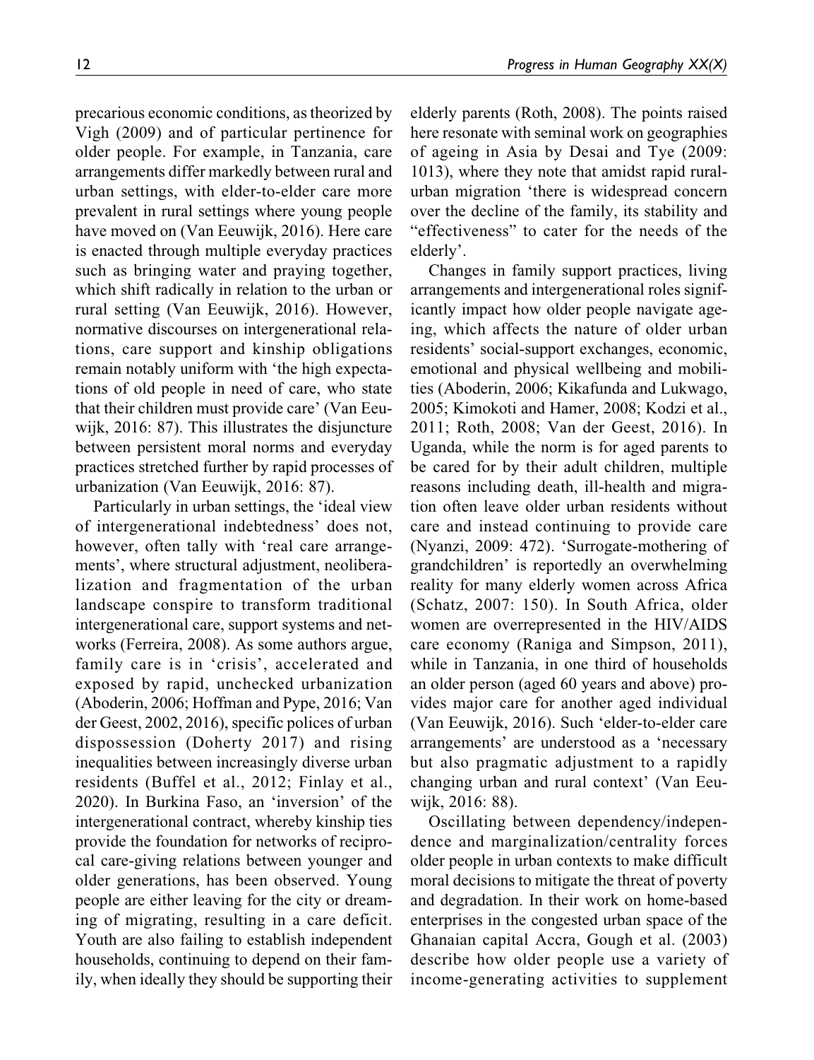precarious economic conditions, as theorized by Vigh (2009) and of particular pertinence for older people. For example, in Tanzania, care arrangements differ markedly between rural and urban settings, with elder-to-elder care more prevalent in rural settings where young people have moved on (Van Eeuwijk, 2016). Here care is enacted through multiple everyday practices such as bringing water and praying together, which shift radically in relation to the urban or rural setting (Van Eeuwijk, 2016). However, normative discourses on intergenerational relations, care support and kinship obligations remain notably uniform with 'the high expectations of old people in need of care, who state that their children must provide care' (Van Eeuwijk, 2016: 87). This illustrates the disjuncture between persistent moral norms and everyday practices stretched further by rapid processes of urbanization (Van Eeuwijk, 2016: 87).

Particularly in urban settings, the 'ideal view of intergenerational indebtedness' does not, however, often tally with 'real care arrangements', where structural adjustment, neoliberalization and fragmentation of the urban landscape conspire to transform traditional intergenerational care, support systems and networks (Ferreira, 2008). As some authors argue, family care is in 'crisis', accelerated and exposed by rapid, unchecked urbanization (Aboderin, 2006; Hoffman and Pype, 2016; Van der Geest, 2002, 2016), specific polices of urban dispossession (Doherty 2017) and rising inequalities between increasingly diverse urban residents (Buffel et al., 2012; Finlay et al., 2020). In Burkina Faso, an 'inversion' of the intergenerational contract, whereby kinship ties provide the foundation for networks of reciprocal care-giving relations between younger and older generations, has been observed. Young people are either leaving for the city or dreaming of migrating, resulting in a care deficit. Youth are also failing to establish independent households, continuing to depend on their family, when ideally they should be supporting their elderly parents (Roth, 2008). The points raised here resonate with seminal work on geographies of ageing in Asia by Desai and Tye (2009: 1013), where they note that amidst rapid rural-urban migration 'there is widespread concern over the decline of the family, its stability and "effectiveness" to cater for the needs of the elderly'.

Changes in family support practices, living arrangements and intergenerational roles significantly impact how older people navigate ageing, which affects the nature of older urban residents' social-support exchanges, economic, emotional and physical wellbeing and mobilities (Aboderin, 2006; Kikafunda and Lukwago, 2005; Kimokoti and Hamer, 2008; Kodzi et al., 2011; Roth, 2008; Van der Geest, 2016). In Uganda, while the norm is for aged parents to be cared for by their adult children, multiple reasons including death, ill-health and migration often leave older urban residents without care and instead continuing to provide care (Nyanzi, 2009: 472). 'Surrogate-mothering of grandchildren' is reportedly an overwhelming reality for many elderly women across Africa (Schatz, 2007: 150). In South Africa, older women are overrepresented in the HIV/AIDS care economy (Raniga and Simpson, 2011), while in Tanzania, in one third of households an older person (aged 60 years and above) provides major care for another aged individual (Van Eeuwijk, 2016). Such 'elder-to-elder care arrangements' are understood as a 'necessary but also pragmatic adjustment to a rapidly changing urban and rural context' (Van Eeuwijk, 2016: 88).

Oscillating between dependency/independence and marginalization/centrality forces older people in urban contexts to make difficult moral decisions to mitigate the threat of poverty and degradation. In their work on home-based enterprises in the congested urban space of the Ghanaian capital Accra, Gough et al. (2003) describe how older people use a variety of income-generating activities to supplement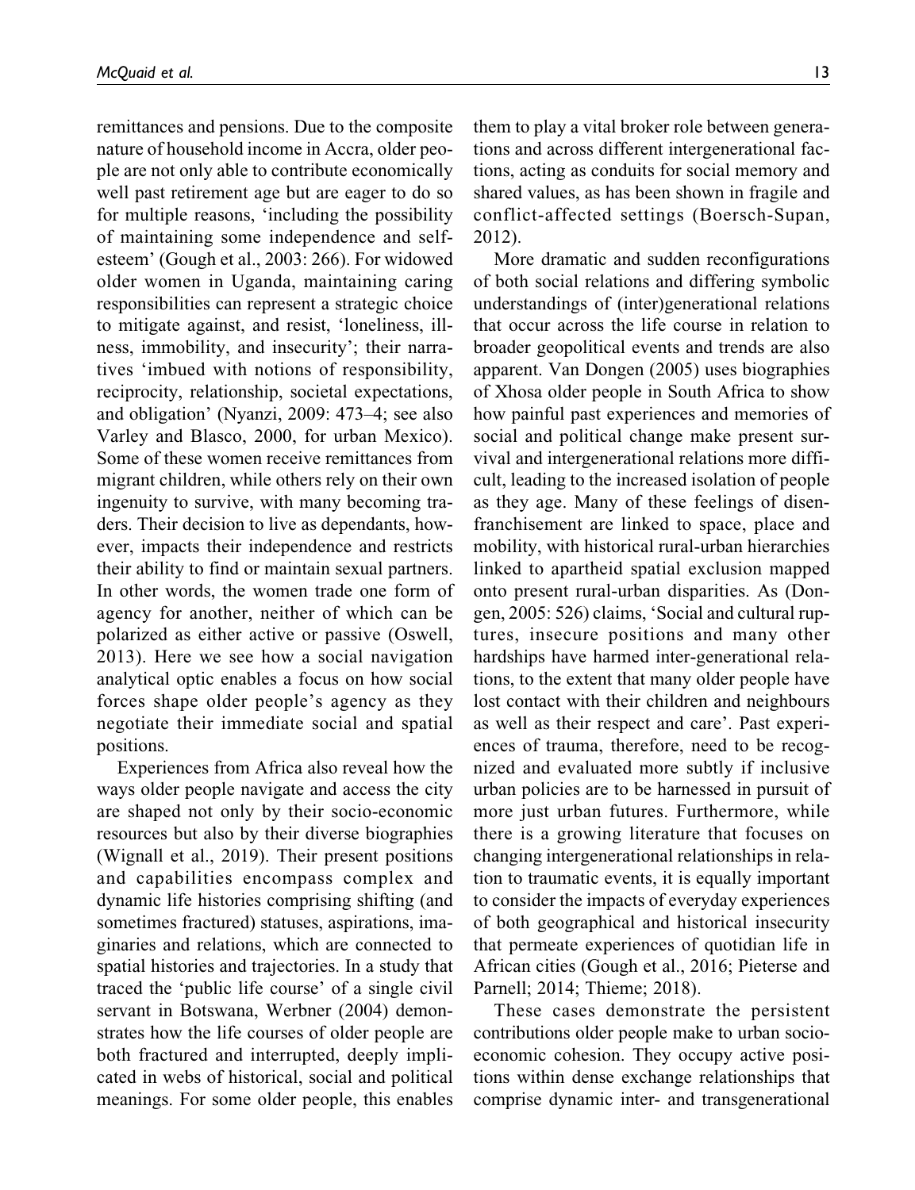remittances and pensions. Due to the composite nature of household income in Accra, older people are not only able to contribute economically well past retirement age but are eager to do so for multiple reasons, 'including the possibility of maintaining some independence and self-esteem' (Gough et al., 2003: 266). For widowed older women in Uganda, maintaining caring responsibilities can represent a strategic choice to mitigate against, and resist, 'loneliness, illness, immobility, and insecurity'; their narratives 'imbued with notions of responsibility, reciprocity, relationship, societal expectations, and obligation' (Nyanzi, 2009: 473–4; see also Varley and Blasco, 2000, for urban Mexico). Some of these women receive remittances from migrant children, while others rely on their own ingenuity to survive, with many becoming traders. Their decision to live as dependants, however, impacts their independence and restricts their ability to find or maintain sexual partners. In other words, the women trade one form of agency for another, neither of which can be polarized as either active or passive (Oswell, 2013). Here we see how a social navigation analytical optic enables a focus on how social forces shape older people's agency as they negotiate their immediate social and spatial positions.

Experiences from Africa also reveal how the ways older people navigate and access the city are shaped not only by their socio-economic resources but also by their diverse biographies (Wignall et al., 2019). Their present positions and capabilities encompass complex and dynamic life histories comprising shifting (and sometimes fractured) statuses, aspirations, imaginaries and relations, which are connected to spatial histories and trajectories. In a study that traced the 'public life course' of a single civil servant in Botswana, Werbner (2004) demonstrates how the life courses of older people are both fractured and interrupted, deeply implicated in webs of historical, social and political meanings. For some older people, this enables them to play a vital broker role between generations and across different intergenerational factions, acting as conduits for social memory and shared values, as has been shown in fragile and conflict-affected settings (Boersch-Supan, 2012).

More dramatic and sudden reconfigurations of both social relations and differing symbolic understandings of (inter)generational relations that occur across the life course in relation to broader geopolitical events and trends are also apparent. Van Dongen (2005) uses biographies of Xhosa older people in South Africa to show how painful past experiences and memories of social and political change make present survival and intergenerational relations more difficult, leading to the increased isolation of people as they age. Many of these feelings of disenfranchisement are linked to space, place and mobility, with historical rural-urban hierarchies linked to apartheid spatial exclusion mapped onto present rural-urban disparities. As (Dongen, 2005: 526) claims, 'Social and cultural ruptures, insecure positions and many other hardships have harmed inter-generational relations, to the extent that many older people have lost contact with their children and neighbours as well as their respect and care'. Past experiences of trauma, therefore, need to be recognized and evaluated more subtly if inclusive urban policies are to be harnessed in pursuit of more just urban futures. Furthermore, while there is a growing literature that focuses on changing intergenerational relationships in relation to traumatic events, it is equally important to consider the impacts of everyday experiences of both geographical and historical insecurity that permeate experiences of quotidian life in African cities (Gough et al., 2016; Pieterse and Parnell; 2014; Thieme; 2018).

These cases demonstrate the persistent contributions older people make to urban socio-economic cohesion. They occupy active positions within dense exchange relationships that comprise dynamic inter- and transgenerational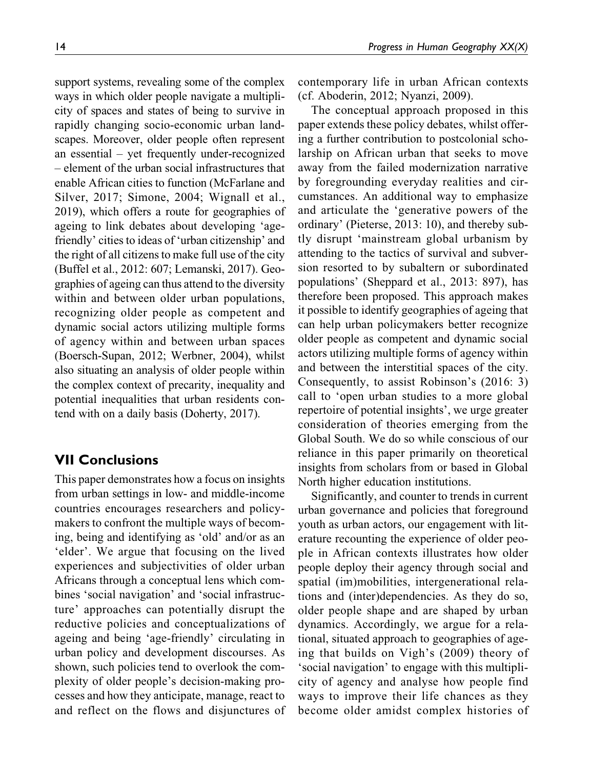support systems, revealing some of the complex ways in which older people navigate a multiplicity of spaces and states of being to survive in rapidly changing socio-economic urban landscapes. Moreover, older people often represent an essential – yet frequently under-recognized – element of the urban social infrastructures that enable African cities to function (McFarlane and Silver, 2017; Simone, 2004; Wignall et al., 2019), which offers a route for geographies of ageing to link debates about developing 'age-friendly' cities to ideas of 'urban citizenship' and the right of all citizens to make full use of the city (Buffel et al., 2012: 607; Lemanski, 2017). Geographies of ageing can thus attend to the diversity within and between older urban populations, recognizing older people as competent and dynamic social actors utilizing multiple forms of agency within and between urban spaces (Boersch-Supan, 2012; Werbner, 2004), whilst also situating an analysis of older people within the complex context of precarity, inequality and potential inequalities that urban residents contend with on a daily basis (Doherty, 2017).

## VII Conclusions

This paper demonstrates how a focus on insights from urban settings in low- and middle-income countries encourages researchers and policymakers to confront the multiple ways of becoming, being and identifying as 'old' and/or as an 'elder'. We argue that focusing on the lived experiences and subjectivities of older urban Africans through a conceptual lens which combines 'social navigation' and 'social infrastructure' approaches can potentially disrupt the reductive policies and conceptualizations of ageing and being 'age-friendly' circulating in urban policy and development discourses. As shown, such policies tend to overlook the complexity of older people's decision-making processes and how they anticipate, manage, react to and reflect on the flows and disjunctures of contemporary life in urban African contexts (cf. Aboderin, 2012; Nyanzi, 2009).

The conceptual approach proposed in this paper extends these policy debates, whilst offering a further contribution to postcolonial scholarship on African urban that seeks to move away from the failed modernization narrative by foregrounding everyday realities and circumstances. An additional way to emphasize and articulate the 'generative powers of the ordinary' (Pieterse, 2013: 10), and thereby subtly disrupt 'mainstream global urbanism by attending to the tactics of survival and subversion resorted to by subaltern or subordinated populations' (Sheppard et al., 2013: 897), has therefore been proposed. This approach makes it possible to identify geographies of ageing that can help urban policymakers better recognize older people as competent and dynamic social actors utilizing multiple forms of agency within and between the interstitial spaces of the city. Consequently, to assist Robinson's (2016: 3) call to 'open urban studies to a more global repertoire of potential insights', we urge greater consideration of theories emerging from the Global South. We do so while conscious of our reliance in this paper primarily on theoretical insights from scholars from or based in Global North higher education institutions.

Significantly, and counter to trends in current urban governance and policies that foreground youth as urban actors, our engagement with literature recounting the experience of older people in African contexts illustrates how older people deploy their agency through social and spatial (im)mobilities, intergenerational relations and (inter)dependencies. As they do so, older people shape and are shaped by urban dynamics. Accordingly, we argue for a relational, situated approach to geographies of ageing that builds on Vigh's (2009) theory of 'social navigation' to engage with this multiplicity of agency and analyse how people find ways to improve their life chances as they become older amidst complex histories of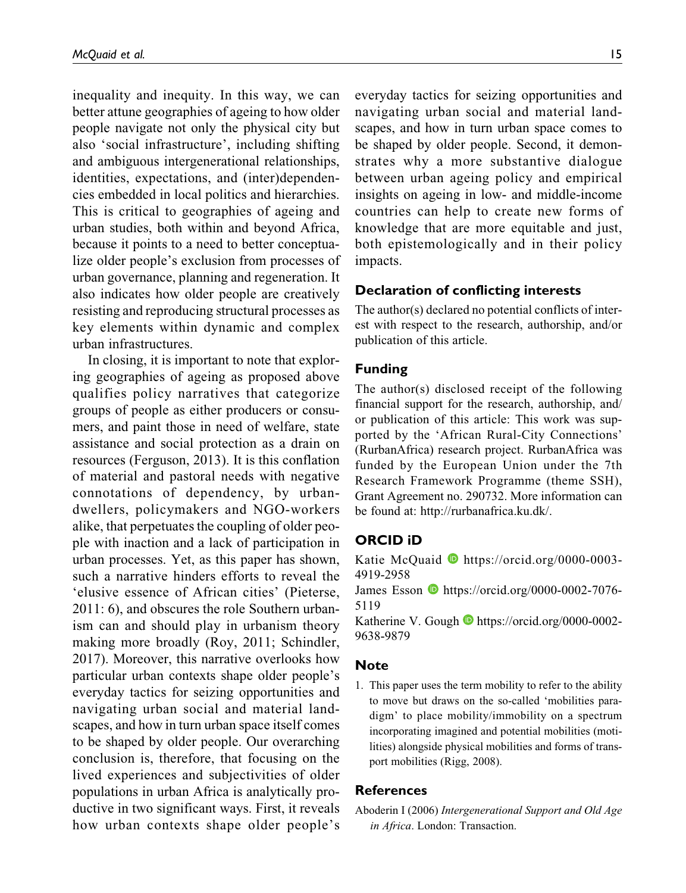inequality and inequity. In this way, we can better attune geographies of ageing to how older people navigate not only the physical city but also 'social infrastructure', including shifting and ambiguous intergenerational relationships, identities, expectations, and (inter)dependencies embedded in local politics and hierarchies. This is critical to geographies of ageing and urban studies, both within and beyond Africa, because it points to a need to better conceptualize older people's exclusion from processes of urban governance, planning and regeneration. It also indicates how older people are creatively resisting and reproducing structural processes as key elements within dynamic and complex urban infrastructures.

In closing, it is important to note that exploring geographies of ageing as proposed above qualifies policy narratives that categorize groups of people as either producers or consumers, and paint those in need of welfare, state assistance and social protection as a drain on resources (Ferguson, 2013). It is this conflation of material and pastoral needs with negative connotations of dependency, by urban-dwellers, policymakers and NGO-workers alike, that perpetuates the coupling of older people with inaction and a lack of participation in urban processes. Yet, as this paper has shown, such a narrative hinders efforts to reveal the 'elusive essence of African cities' (Pieterse, 2011: 6), and obscures the role Southern urbanism can and should play in urbanism theory making more broadly (Roy, 2011; Schindler, 2017). Moreover, this narrative overlooks how particular urban contexts shape older people's everyday tactics for seizing opportunities and navigating urban social and material landscapes, and how in turn urban space itself comes to be shaped by older people. Our overarching conclusion is, therefore, that focusing on the lived experiences and subjectivities of older populations in urban Africa is analytically productive in two significant ways. First, it reveals how urban contexts shape older people's everyday tactics for seizing opportunities and navigating urban social and material landscapes, and how in turn urban space comes to be shaped by older people. Second, it demonstrates why a more substantive dialogue between urban ageing policy and empirical insights on ageing in low- and middle-income countries can help to create new forms of knowledge that are more equitable and just, both epistemologically and in their policy impacts.

## Declaration of conflicting interests

The author(s) declared no potential conflicts of interest with respect to the research, authorship, and/or publication of this article.

## Funding

The author(s) disclosed receipt of the following financial support for the research, authorship, and/or publication of this article: This work was supported by the 'African Rural-City Connections' (RurbanAfrica) research project. RurbanAfrica was funded by the European Union under the 7th Research Framework Programme (theme SSH), Grant Agreement no. 290732. More information can be found at: http://rurbanafrica.ku.dk/.

## ORCID iD

Katie McQuaid https://orcid.org/0000-0003-4919-2958
James Esson https://orcid.org/0000-0002-7076-5119
Katherine V. Gough https://orcid.org/0000-0002-9638-9879

## Note

1. This paper uses the term mobility to refer to the ability to move but draws on the so-called 'mobilities paradigm' to place mobility/immobility on a spectrum incorporating imagined and potential mobilities (motilities) alongside physical mobilities and forms of transport mobilities (Rigg, 2008).

## References

Aboderin I (2006) *Intergenerational Support and Old Age in Africa*. London: Transaction.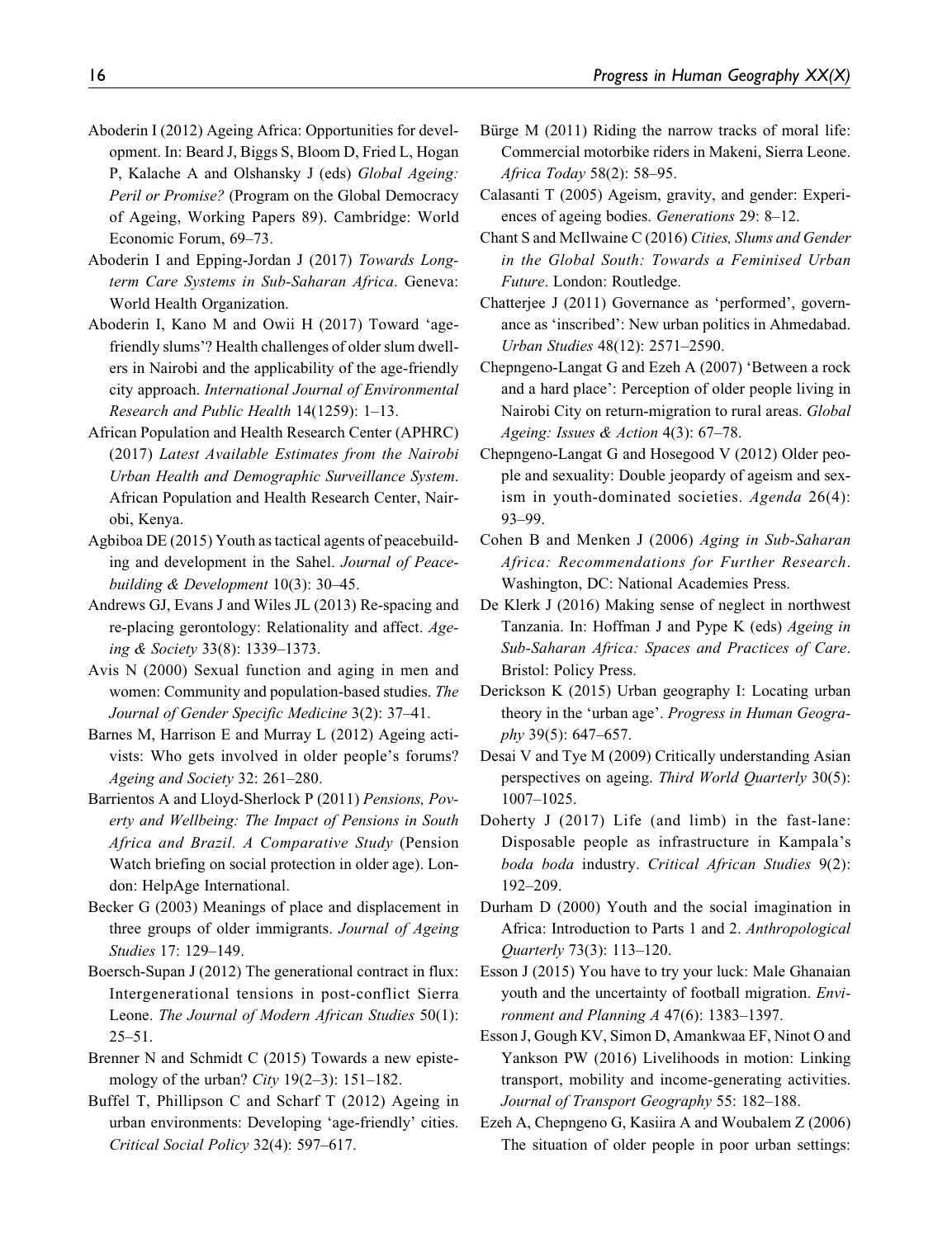Aboderin I (2012) Ageing Africa: Opportunities for development. In: Beard J, Biggs S, Bloom D, Fried L, Hogan P, Kalache A and Olshansky J (eds) *Global Ageing: Peril or Promise?* (Program on the Global Democracy of Ageing, Working Papers 89). Cambridge: World Economic Forum, 69–73.

Aboderin I and Epping-Jordan J (2017) *Towards Long-term Care Systems in Sub-Saharan Africa*. Geneva: World Health Organization.

Aboderin I, Kano M and Owii H (2017) Toward 'age-friendly slums'? Health challenges of older slum dwellers in Nairobi and the applicability of the age-friendly city approach. *International Journal of Environmental Research and Public Health* 14(1259): 1–13.

African Population and Health Research Center (APHRC) (2017) *Latest Available Estimates from the Nairobi Urban Health and Demographic Surveillance System*. African Population and Health Research Center, Nairobi, Kenya.

Agbiboa DE (2015) Youth as tactical agents of peacebuilding and development in the Sahel. *Journal of Peacebuilding & Development* 10(3): 30–45.

Andrews GJ, Evans J and Wiles JL (2013) Re-spacing and re-placing gerontology: Relationality and affect. *Ageing & Society* 33(8): 1339–1373.

Avis N (2000) Sexual function and aging in men and women: Community and population-based studies. *The Journal of Gender Specific Medicine* 3(2): 37–41.

Barnes M, Harrison E and Murray L (2012) Ageing activists: Who gets involved in older people's forums? *Ageing and Society* 32: 261–280.

Barrientos A and Lloyd-Sherlock P (2011) *Pensions, Poverty and Wellbeing: The Impact of Pensions in South Africa and Brazil. A Comparative Study* (Pension Watch briefing on social protection in older age). London: HelpAge International.

Becker G (2003) Meanings of place and displacement in three groups of older immigrants. *Journal of Ageing Studies* 17: 129–149.

Boersch-Supan J (2012) The generational contract in flux: Intergenerational tensions in post-conflict Sierra Leone. *The Journal of Modern African Studies* 50(1): 25–51.

Brenner N and Schmidt C (2015) Towards a new epistemology of the urban? *City* 19(2–3): 151–182.

Buffel T, Phillipson C and Scharf T (2012) Ageing in urban environments: Developing 'age-friendly' cities. *Critical Social Policy* 32(4): 597–617.

Bürge M (2011) Riding the narrow tracks of moral life: Commercial motorbike riders in Makeni, Sierra Leone. *Africa Today* 58(2): 58–95.

Calasanti T (2005) Ageism, gravity, and gender: Experiences of ageing bodies. *Generations* 29: 8–12.

Chant S and McIlwaine C (2016) *Cities, Slums and Gender in the Global South: Towards a Feminised Urban Future*. London: Routledge.

Chatterjee J (2011) Governance as 'performed', governance as 'inscribed': New urban politics in Ahmedabad. *Urban Studies* 48(12): 2571–2590.

Chepngeno-Langat G and Ezeh A (2007) 'Between a rock and a hard place': Perception of older people living in Nairobi City on return-migration to rural areas. *Global Ageing: Issues & Action* 4(3): 67–78.

Chepngeno-Langat G and Hosegood V (2012) Older people and sexuality: Double jeopardy of ageism and sexism in youth-dominated societies. *Agenda* 26(4): 93–99.

Cohen B and Menken J (2006) *Aging in Sub-Saharan Africa: Recommendations for Further Research*. Washington, DC: National Academies Press.

De Klerk J (2016) Making sense of neglect in northwest Tanzania. In: Hoffman J and Pype K (eds) *Ageing in Sub-Saharan Africa: Spaces and Practices of Care*. Bristol: Policy Press.

Derickson K (2015) Urban geography I: Locating urban theory in the 'urban age'. *Progress in Human Geography* 39(5): 647–657.

Desai V and Tye M (2009) Critically understanding Asian perspectives on ageing. *Third World Quarterly* 30(5): 1007–1025.

Doherty J (2017) Life (and limb) in the fast-lane: Disposable people as infrastructure in Kampala's *boda boda* industry. *Critical African Studies* 9(2): 192–209.

Durham D (2000) Youth and the social imagination in Africa: Introduction to Parts 1 and 2. *Anthropological Quarterly* 73(3): 113–120.

Esson J (2015) You have to try your luck: Male Ghanaian youth and the uncertainty of football migration. *Environment and Planning A* 47(6): 1383–1397.

Esson J, Gough KV, Simon D, Amankwaa EF, Ninot O and Yankson PW (2016) Livelihoods in motion: Linking transport, mobility and income-generating activities. *Journal of Transport Geography* 55: 182–188.

Ezeh A, Chepngeno G, Kasiira A and Woubalem Z (2006) The situation of older people in poor urban settings: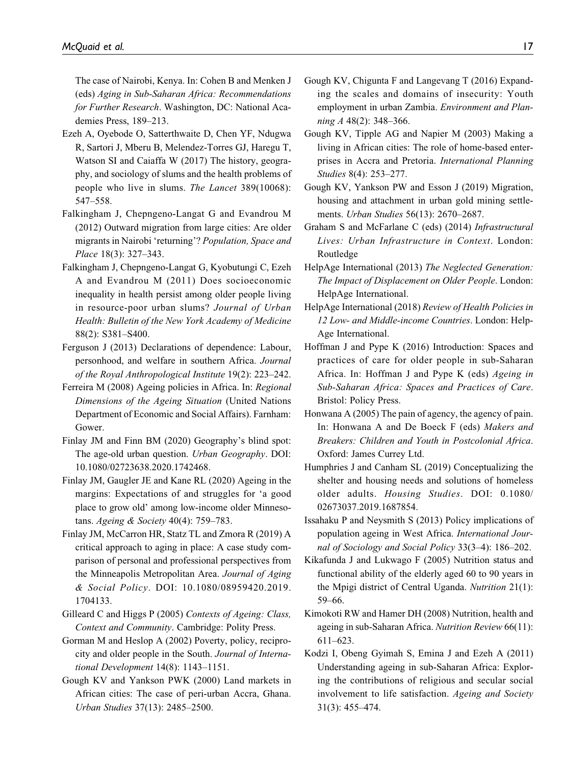The case of Nairobi, Kenya. In: Cohen B and Menken J (eds) *Aging in Sub-Saharan Africa: Recommendations for Further Research*. Washington, DC: National Academies Press, 189–213.

Ezeh A, Oyebode O, Satterthwaite D, Chen YF, Ndugwa R, Sartori J, Mberu B, Melendez-Torres GJ, Haregu T, Watson SI and Caiaffa W (2017) The history, geography, and sociology of slums and the health problems of people who live in slums. *The Lancet* 389(10068): 547–558.

Falkingham J, Chepngeno-Langat G and Evandrou M (2012) Outward migration from large cities: Are older migrants in Nairobi 'returning'? *Population, Space and Place* 18(3): 327–343.

Falkingham J, Chepngeno-Langat G, Kyobutungi C, Ezeh A and Evandrou M (2011) Does socioeconomic inequality in health persist among older people living in resource-poor urban slums? *Journal of Urban Health: Bulletin of the New York Academy of Medicine* 88(2): S381–S400.

Ferguson J (2013) Declarations of dependence: Labour, personhood, and welfare in southern Africa. *Journal of the Royal Anthropological Institute* 19(2): 223–242.

Ferreira M (2008) Ageing policies in Africa. In: *Regional Dimensions of the Ageing Situation* (United Nations Department of Economic and Social Affairs). Farnham: Gower.

Finlay JM and Finn BM (2020) Geography's blind spot: The age-old urban question. *Urban Geography*. DOI: 10.1080/02723638.2020.1742468.

Finlay JM, Gaugler JE and Kane RL (2020) Ageing in the margins: Expectations of and struggles for 'a good place to grow old' among low-income older Minnesotans. *Ageing & Society* 40(4): 759–783.

Finlay JM, McCarron HR, Statz TL and Zmora R (2019) A critical approach to aging in place: A case study comparison of personal and professional perspectives from the Minneapolis Metropolitan Area. *Journal of Aging & Social Policy*. DOI: 10.1080/08959420.2019.1704133.

Gilleard C and Higgs P (2005) *Contexts of Ageing: Class, Context and Community*. Cambridge: Polity Press.

Gorman M and Heslop A (2002) Poverty, policy, reciprocity and older people in the South. *Journal of International Development* 14(8): 1143–1151.

Gough KV and Yankson PWK (2000) Land markets in African cities: The case of peri-urban Accra, Ghana. *Urban Studies* 37(13): 2485–2500.

Gough KV, Chigunta F and Langevang T (2016) Expanding the scales and domains of insecurity: Youth employment in urban Zambia. *Environment and Planning A* 48(2): 348–366.

Gough KV, Tipple AG and Napier M (2003) Making a living in African cities: The role of home-based enterprises in Accra and Pretoria. *International Planning Studies* 8(4): 253–277.

Gough KV, Yankson PW and Esson J (2019) Migration, housing and attachment in urban gold mining settlements. *Urban Studies* 56(13): 2670–2687.

Graham S and McFarlane C (eds) (2014) *Infrastructural Lives: Urban Infrastructure in Context*. London: Routledge

HelpAge International (2013) *The Neglected Generation: The Impact of Displacement on Older People*. London: HelpAge International.

HelpAge International (2018) *Review of Health Policies in 12 Low- and Middle-income Countries*. London: HelpAge International.

Hoffman J and Pype K (2016) Introduction: Spaces and practices of care for older people in sub-Saharan Africa. In: Hoffman J and Pype K (eds) *Ageing in Sub-Saharan Africa: Spaces and Practices of Care*. Bristol: Policy Press.

Honwana A (2005) The pain of agency, the agency of pain. In: Honwana A and De Boeck F (eds) *Makers and Breakers: Children and Youth in Postcolonial Africa*. Oxford: James Currey Ltd.

Humphries J and Canham SL (2019) Conceptualizing the shelter and housing needs and solutions of homeless older adults. *Housing Studies*. DOI: 0.1080/02673037.2019.1687854.

Issahaku P and Neysmith S (2013) Policy implications of population ageing in West Africa. *International Journal of Sociology and Social Policy* 33(3–4): 186–202.

Kikafunda J and Lukwago F (2005) Nutrition status and functional ability of the elderly aged 60 to 90 years in the Mpigi district of Central Uganda. *Nutrition* 21(1): 59–66.

Kimokoti RW and Hamer DH (2008) Nutrition, health and ageing in sub-Saharan Africa. *Nutrition Review* 66(11): 611–623.

Kodzi I, Obeng Gyimah S, Emina J and Ezeh A (2011) Understanding ageing in sub-Saharan Africa: Exploring the contributions of religious and secular social involvement to life satisfaction. *Ageing and Society* 31(3): 455–474.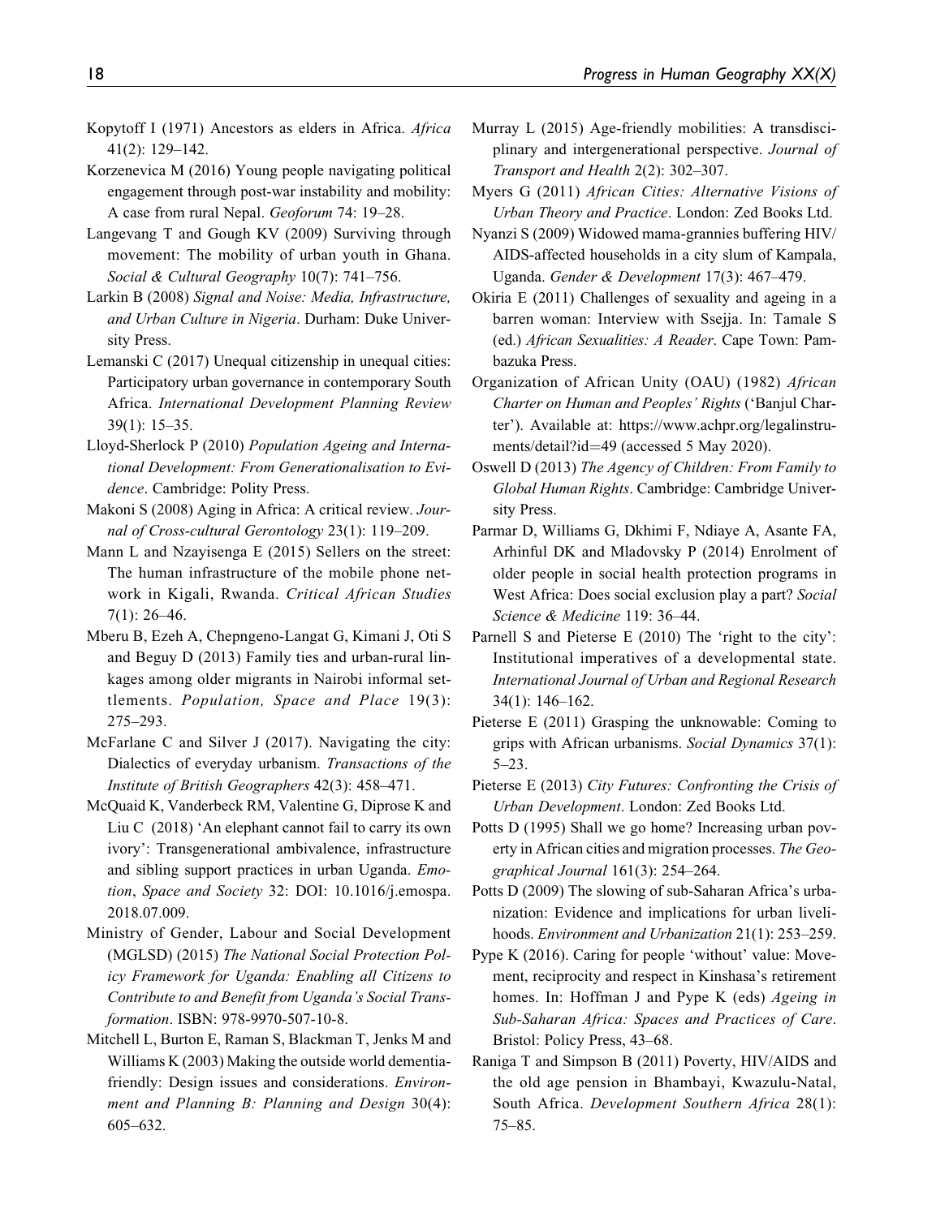Kopytoff I (1971) Ancestors as elders in Africa. *Africa* 41(2): 129–142.

Korzenevica M (2016) Young people navigating political engagement through post-war instability and mobility: A case from rural Nepal. *Geoforum* 74: 19–28.

Langevang T and Gough KV (2009) Surviving through movement: The mobility of urban youth in Ghana. *Social & Cultural Geography* 10(7): 741–756.

Larkin B (2008) *Signal and Noise: Media, Infrastructure, and Urban Culture in Nigeria*. Durham: Duke University Press.

Lemanski C (2017) Unequal citizenship in unequal cities: Participatory urban governance in contemporary South Africa. *International Development Planning Review* 39(1): 15–35.

Lloyd-Sherlock P (2010) *Population Ageing and International Development: From Generationalisation to Evidence*. Cambridge: Polity Press.

Makoni S (2008) Aging in Africa: A critical review. *Journal of Cross-cultural Gerontology* 23(1): 119–209.

Mann L and Nzayisenga E (2015) Sellers on the street: The human infrastructure of the mobile phone network in Kigali, Rwanda. *Critical African Studies* 7(1): 26–46.

Mberu B, Ezeh A, Chepngeno-Langat G, Kimani J, Oti S and Beguy D (2013) Family ties and urban-rural linkages among older migrants in Nairobi informal settlements. *Population, Space and Place* 19(3): 275–293.

McFarlane C and Silver J (2017). Navigating the city: Dialectics of everyday urbanism. *Transactions of the Institute of British Geographers* 42(3): 458–471.

McQuaid K, Vanderbeck RM, Valentine G, Diprose K and Liu C (2018) 'An elephant cannot fail to carry its own ivory': Transgenerational ambivalence, infrastructure and sibling support practices in urban Uganda. *Emotion, Space and Society* 32: DOI: 10.1016/j.emospa.2018.07.009.

Ministry of Gender, Labour and Social Development (MGLSD) (2015) *The National Social Protection Policy Framework for Uganda: Enabling all Citizens to Contribute to and Benefit from Uganda's Social Transformation*. ISBN: 978-9970-507-10-8.

Mitchell L, Burton E, Raman S, Blackman T, Jenks M and Williams K (2003) Making the outside world dementia-friendly: Design issues and considerations. *Environment and Planning B: Planning and Design* 30(4): 605–632.

Murray L (2015) Age-friendly mobilities: A transdisciplinary and intergenerational perspective. *Journal of Transport and Health* 2(2): 302–307.

Myers G (2011) *African Cities: Alternative Visions of Urban Theory and Practice*. London: Zed Books Ltd.

Nyanzi S (2009) Widowed mama-grannies buffering HIV/AIDS-affected households in a city slum of Kampala, Uganda. *Gender & Development* 17(3): 467–479.

Okiria E (2011) Challenges of sexuality and ageing in a barren woman: Interview with Ssejja. In: Tamale S (ed.) *African Sexualities: A Reader*. Cape Town: Pambazuka Press.

Organization of African Unity (OAU) (1982) *African Charter on Human and Peoples' Rights* ('Banjul Charter'). Available at: https://www.achpr.org/legalinstruments/detail?id=49 (accessed 5 May 2020).

Oswell D (2013) *The Agency of Children: From Family to Global Human Rights*. Cambridge: Cambridge University Press.

Parmar D, Williams G, Dkhimi F, Ndiaye A, Asante FA, Arhinful DK and Mladovsky P (2014) Enrolment of older people in social health protection programs in West Africa: Does social exclusion play a part? *Social Science & Medicine* 119: 36–44.

Parnell S and Pieterse E (2010) The 'right to the city': Institutional imperatives of a developmental state. *International Journal of Urban and Regional Research* 34(1): 146–162.

Pieterse E (2011) Grasping the unknowable: Coming to grips with African urbanisms. *Social Dynamics* 37(1): 5–23.

Pieterse E (2013) *City Futures: Confronting the Crisis of Urban Development*. London: Zed Books Ltd.

Potts D (1995) Shall we go home? Increasing urban poverty in African cities and migration processes. *The Geographical Journal* 161(3): 254–264.

Potts D (2009) The slowing of sub-Saharan Africa's urbanization: Evidence and implications for urban livelihoods. *Environment and Urbanization* 21(1): 253–259.

Pype K (2016). Caring for people 'without' value: Movement, reciprocity and respect in Kinshasa's retirement homes. In: Hoffman J and Pype K (eds) *Ageing in Sub-Saharan Africa: Spaces and Practices of Care*. Bristol: Policy Press, 43–68.

Raniga T and Simpson B (2011) Poverty, HIV/AIDS and the old age pension in Bhambayi, Kwazulu-Natal, South Africa. *Development Southern Africa* 28(1): 75–85.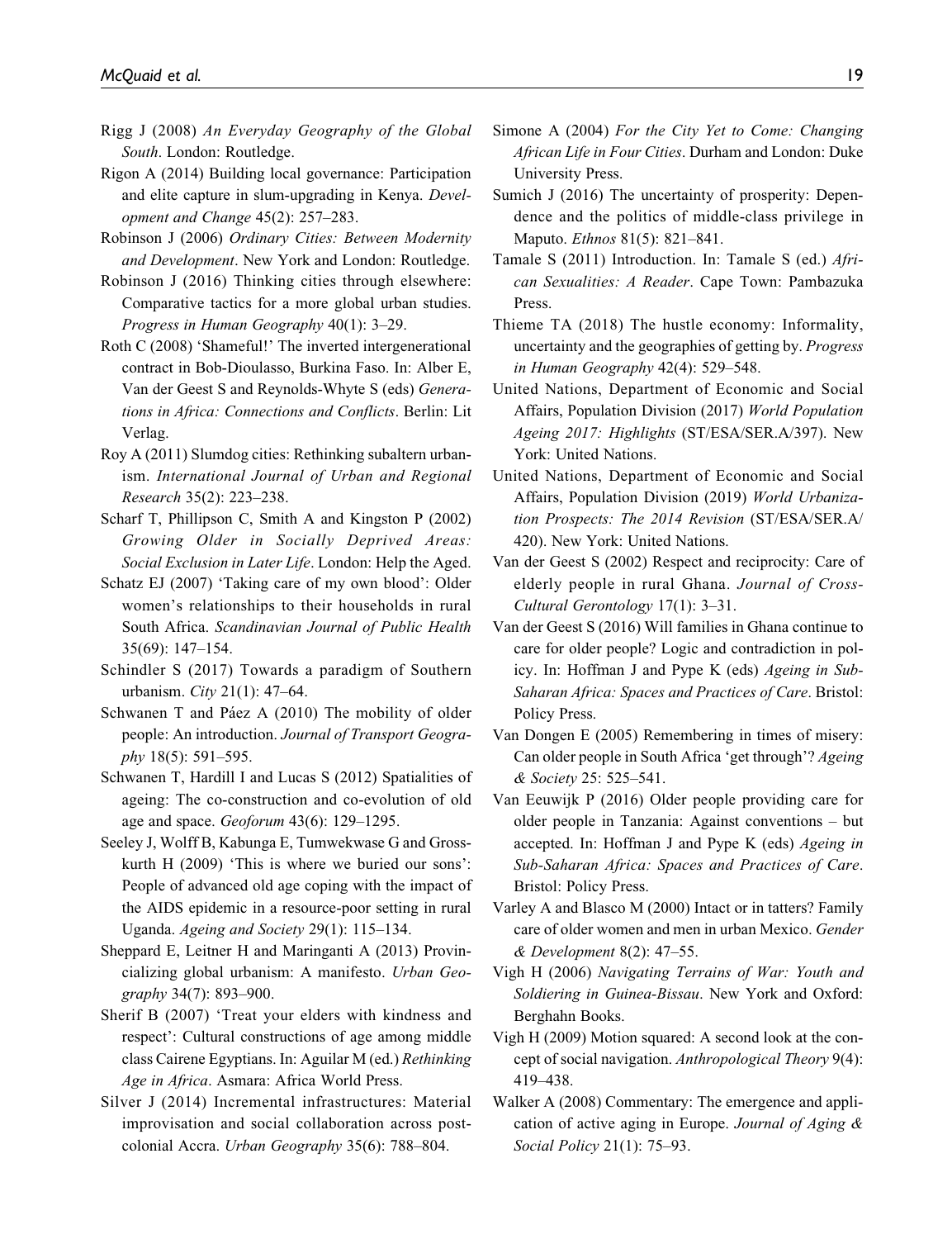Rigg J (2008) *An Everyday Geography of the Global South*. London: Routledge.

Rigon A (2014) Building local governance: Participation and elite capture in slum-upgrading in Kenya. *Development and Change* 45(2): 257–283.

Robinson J (2006) *Ordinary Cities: Between Modernity and Development*. New York and London: Routledge.

Robinson J (2016) Thinking cities through elsewhere: Comparative tactics for a more global urban studies. *Progress in Human Geography* 40(1): 3–29.

Roth C (2008) 'Shameful!' The inverted intergenerational contract in Bob-Dioulasso, Burkina Faso. In: Alber E, Van der Geest S and Reynolds-Whyte S (eds) *Generations in Africa: Connections and Conflicts*. Berlin: Lit Verlag.

Roy A (2011) Slumdog cities: Rethinking subaltern urbanism. *International Journal of Urban and Regional Research* 35(2): 223–238.

Scharf T, Phillipson C, Smith A and Kingston P (2002) *Growing Older in Socially Deprived Areas: Social Exclusion in Later Life*. London: Help the Aged.

Schatz EJ (2007) 'Taking care of my own blood': Older women's relationships to their households in rural South Africa. *Scandinavian Journal of Public Health* 35(69): 147–154.

Schindler S (2017) Towards a paradigm of Southern urbanism. *City* 21(1): 47–64.

Schwanen T and Páez A (2010) The mobility of older people: An introduction. *Journal of Transport Geography* 18(5): 591–595.

Schwanen T, Hardill I and Lucas S (2012) Spatialities of ageing: The co-construction and co-evolution of old age and space. *Geoforum* 43(6): 129–1295.

Seeley J, Wolff B, Kabunga E, Tumwekwase G and Grosskurth H (2009) 'This is where we buried our sons': People of advanced old age coping with the impact of the AIDS epidemic in a resource-poor setting in rural Uganda. *Ageing and Society* 29(1): 115–134.

Sheppard E, Leitner H and Maringanti A (2013) Provincializing global urbanism: A manifesto. *Urban Geography* 34(7): 893–900.

Sherif B (2007) 'Treat your elders with kindness and respect': Cultural constructions of age among middle class Cairene Egyptians. In: Aguilar M (ed.) *Rethinking Age in Africa*. Asmara: Africa World Press.

Silver J (2014) Incremental infrastructures: Material improvisation and social collaboration across postcolonial Accra. *Urban Geography* 35(6): 788–804.

Simone A (2004) *For the City Yet to Come: Changing African Life in Four Cities*. Durham and London: Duke University Press.

Sumich J (2016) The uncertainty of prosperity: Dependence and the politics of middle-class privilege in Maputo. *Ethnos* 81(5): 821–841.

Tamale S (2011) Introduction. In: Tamale S (ed.) *African Sexualities: A Reader*. Cape Town: Pambazuka Press.

Thieme TA (2018) The hustle economy: Informality, uncertainty and the geographies of getting by. *Progress in Human Geography* 42(4): 529–548.

United Nations, Department of Economic and Social Affairs, Population Division (2017) *World Population Ageing 2017: Highlights* (ST/ESA/SER.A/397). New York: United Nations.

United Nations, Department of Economic and Social Affairs, Population Division (2019) *World Urbanization Prospects: The 2014 Revision* (ST/ESA/SER.A/420). New York: United Nations.

Van der Geest S (2002) Respect and reciprocity: Care of elderly people in rural Ghana. *Journal of Cross-Cultural Gerontology* 17(1): 3–31.

Van der Geest S (2016) Will families in Ghana continue to care for older people? Logic and contradiction in policy. In: Hoffman J and Pype K (eds) *Ageing in Sub-Saharan Africa: Spaces and Practices of Care*. Bristol: Policy Press.

Van Dongen E (2005) Remembering in times of misery: Can older people in South Africa 'get through'? *Ageing & Society* 25: 525–541.

Van Eeuwijk P (2016) Older people providing care for older people in Tanzania: Against conventions – but accepted. In: Hoffman J and Pype K (eds) *Ageing in Sub-Saharan Africa: Spaces and Practices of Care*. Bristol: Policy Press.

Varley A and Blasco M (2000) Intact or in tatters? Family care of older women and men in urban Mexico. *Gender & Development* 8(2): 47–55.

Vigh H (2006) *Navigating Terrains of War: Youth and Soldiering in Guinea-Bissau*. New York and Oxford: Berghahn Books.

Vigh H (2009) Motion squared: A second look at the concept of social navigation. *Anthropological Theory* 9(4): 419–438.

Walker A (2008) Commentary: The emergence and application of active aging in Europe. *Journal of Aging & Social Policy* 21(1): 75–93.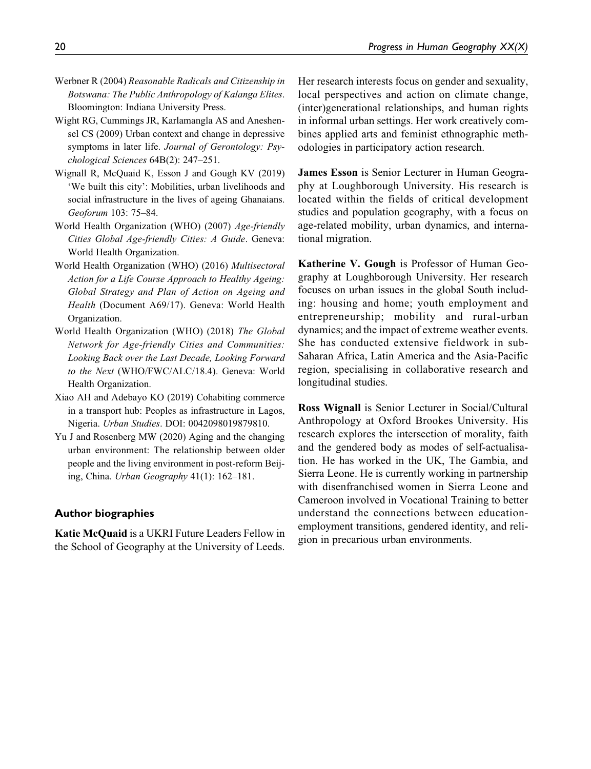Werbner R (2004) *Reasonable Radicals and Citizenship in Botswana: The Public Anthropology of Kalanga Elites*. Bloomington: Indiana University Press.

Wight RG, Cummings JR, Karlamangla AS and Aneshensel CS (2009) Urban context and change in depressive symptoms in later life. *Journal of Gerontology: Psychological Sciences* 64B(2): 247–251.

Wignall R, McQuaid K, Esson J and Gough KV (2019) 'We built this city': Mobilities, urban livelihoods and social infrastructure in the lives of ageing Ghanaians. *Geoforum* 103: 75–84.

World Health Organization (WHO) (2007) *Age-friendly Cities Global Age-friendly Cities: A Guide*. Geneva: World Health Organization.

World Health Organization (WHO) (2016) *Multisectoral Action for a Life Course Approach to Healthy Ageing: Global Strategy and Plan of Action on Ageing and Health* (Document A69/17). Geneva: World Health Organization.

World Health Organization (WHO) (2018) *The Global Network for Age-friendly Cities and Communities: Looking Back over the Last Decade, Looking Forward to the Next* (WHO/FWC/ALC/18.4). Geneva: World Health Organization.

Xiao AH and Adebayo KO (2019) Cohabiting commerce in a transport hub: Peoples as infrastructure in Lagos, Nigeria. *Urban Studies*. DOI: 0042098019879810.

Yu J and Rosenberg MW (2020) Aging and the changing urban environment: The relationship between older people and the living environment in post-reform Beijing, China. *Urban Geography* 41(1): 162–181.

## Author biographies

**Katie McQuaid** is a UKRI Future Leaders Fellow in the School of Geography at the University of Leeds. Her research interests focus on gender and sexuality, local perspectives and action on climate change, (inter)generational relationships, and human rights in informal urban settings. Her work creatively combines applied arts and feminist ethnographic methodologies in participatory action research.

**James Esson** is Senior Lecturer in Human Geography at Loughborough University. His research is located within the fields of critical development studies and population geography, with a focus on age-related mobility, urban dynamics, and international migration.

**Katherine V. Gough** is Professor of Human Geography at Loughborough University. Her research focuses on urban issues in the global South including: housing and home; youth employment and entrepreneurship; mobility and rural-urban dynamics; and the impact of extreme weather events. She has conducted extensive fieldwork in sub-Saharan Africa, Latin America and the Asia-Pacific region, specialising in collaborative research and longitudinal studies.

**Ross Wignall** is Senior Lecturer in Social/Cultural Anthropology at Oxford Brookes University. His research explores the intersection of morality, faith and the gendered body as modes of self-actualisation. He has worked in the UK, The Gambia, and Sierra Leone. He is currently working in partnership with disenfranchised women in Sierra Leone and Cameroon involved in Vocational Training to better understand the connections between education-employment transitions, gendered identity, and religion in precarious urban environments.